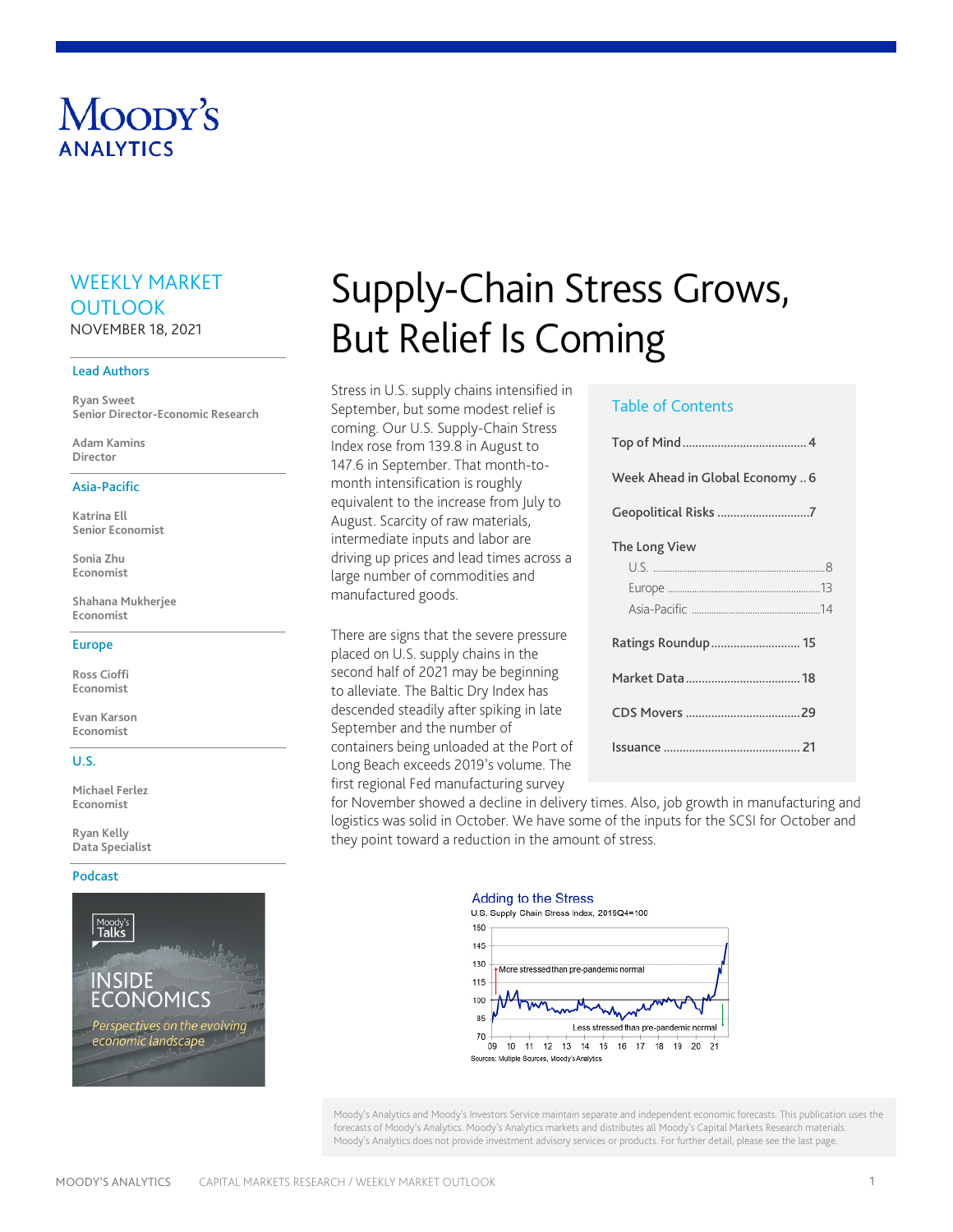# Moody's ANALYTICS

## WEEKLY MARKET OUTLOOK

NOVEMBER 18, 2021

### Lead Authors

**Ryan Sweet**
Senior Director-Economic Research

**Adam Kamins**
Director

### Asia-Pacific

**Katrina Ell**
Senior Economist

**Sonia Zhu**
Economist

**Shahana Mukherjee**
Economist

### Europe

**Ross Cioffi**
Economist

**Evan Karson**
Economist

### U.S.

**Michael Ferlez**
Economist

**Ryan Kelly**
Data Specialist

### Podcast

Moody's Talks
INSIDE ECONOMICS
*Perspectives on the evolving economic landscape*

# Supply-Chain Stress Grows, But Relief Is Coming

Stress in U.S. supply chains intensified in September, but some modest relief is coming. Our U.S. Supply-Chain Stress Index rose from 139.8 in August to 147.6 in September. That month-to-month intensification is roughly equivalent to the increase from July to August. Scarcity of raw materials, intermediate inputs and labor are driving up prices and lead times across a large number of commodities and manufactured goods.

There are signs that the severe pressure placed on U.S. supply chains in the second half of 2021 may be beginning to alleviate. The Baltic Dry Index has descended steadily after spiking in late September and the number of containers being unloaded at the Port of Long Beach exceeds 2019's volume. The first regional Fed manufacturing survey for November showed a decline in delivery times. Also, job growth in manufacturing and logistics was solid in October. We have some of the inputs for the SCSI for October and they point toward a reduction in the amount of stress.

### Table of Contents

| Section | Page |
|---|---|
| Top of Mind | 4 |
| Week Ahead in Global Economy | 6 |
| Geopolitical Risks | 7 |
| The Long View | |
| U.S. | 8 |
| Europe | 13 |
| Asia-Pacific | 14 |
| Ratings Roundup | 15 |
| Market Data | 18 |
| CDS Movers | 29 |
| Issuance | 21 |

**Adding to the Stress**

U.S. Supply Chain Stress Index, 2019Q4=100

Sources: Multiple Sources, Moody's Analytics

Moody's Analytics and Moody's Investors Service maintain separate and independent economic forecasts. This publication uses the forecasts of Moody's Analytics. Moody's Analytics markets and distributes all Moody's Capital Markets Research materials. Moody's Analytics does not provide investment advisory services or products. For further detail, please see the last page.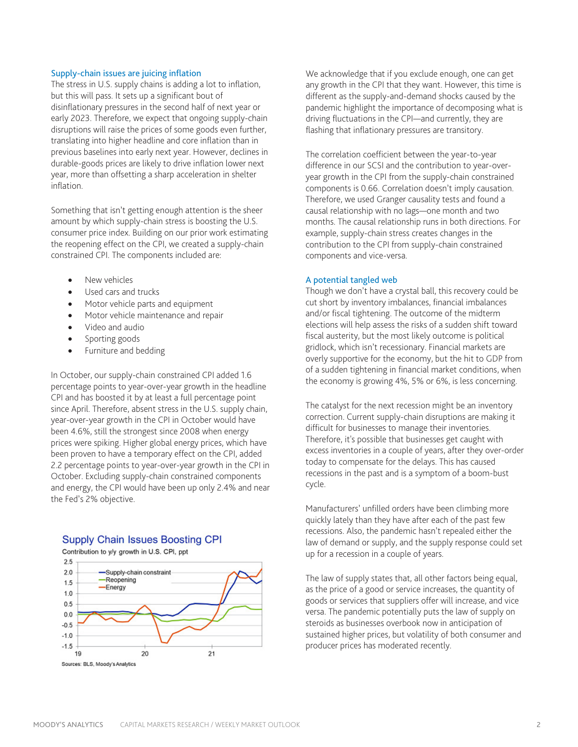## Supply-chain issues are juicing inflation

The stress in U.S. supply chains is adding a lot to inflation, but this will pass. It sets up a significant bout of disinflationary pressures in the second half of next year or early 2023. Therefore, we expect that ongoing supply-chain disruptions will raise the prices of some goods even further, translating into higher headline and core inflation than in previous baselines into early next year. However, declines in durable-goods prices are likely to drive inflation lower next year, more than offsetting a sharp acceleration in shelter inflation.

Something that isn't getting enough attention is the sheer amount by which supply-chain stress is boosting the U.S. consumer price index. Building on our prior work estimating the reopening effect on the CPI, we created a supply-chain constrained CPI. The components included are:

- New vehicles
- Used cars and trucks
- Motor vehicle parts and equipment
- Motor vehicle maintenance and repair
- Video and audio
- Sporting goods
- Furniture and bedding

In October, our supply-chain constrained CPI added 1.6 percentage points to year-over-year growth in the headline CPI and has boosted it by at least a full percentage point since April. Therefore, absent stress in the U.S. supply chain, year-over-year growth in the CPI in October would have been 4.6%, still the strongest since 2008 when energy prices were spiking. Higher global energy prices, which have been proven to have a temporary effect on the CPI, added 2.2 percentage points to year-over-year growth in the CPI in October. Excluding supply-chain constrained components and energy, the CPI would have been up only 2.4% and near the Fed's 2% objective.

**Supply Chain Issues Boosting CPI**

Contribution to y/y growth in U.S. CPI, ppt

Sources: BLS, Moody's Analytics

We acknowledge that if you exclude enough, one can get any growth in the CPI that they want. However, this time is different as the supply-and-demand shocks caused by the pandemic highlight the importance of decomposing what is driving fluctuations in the CPI—and currently, they are flashing that inflationary pressures are transitory.

The correlation coefficient between the year-to-year difference in our SCSI and the contribution to year-over-year growth in the CPI from the supply-chain constrained components is 0.66. Correlation doesn't imply causation. Therefore, we used Granger causality tests and found a causal relationship with no lags—one month and two months. The causal relationship runs in both directions. For example, supply-chain stress creates changes in the contribution to the CPI from supply-chain constrained components and vice-versa.

## A potential tangled web

Though we don't have a crystal ball, this recovery could be cut short by inventory imbalances, financial imbalances and/or fiscal tightening. The outcome of the midterm elections will help assess the risks of a sudden shift toward fiscal austerity, but the most likely outcome is political gridlock, which isn't recessionary. Financial markets are overly supportive for the economy, but the hit to GDP from of a sudden tightening in financial market conditions, when the economy is growing 4%, 5% or 6%, is less concerning.

The catalyst for the next recession might be an inventory correction. Current supply-chain disruptions are making it difficult for businesses to manage their inventories. Therefore, it's possible that businesses get caught with excess inventories in a couple of years, after they over-order today to compensate for the delays. This has caused recessions in the past and is a symptom of a boom-bust cycle.

Manufacturers' unfilled orders have been climbing more quickly lately than they have after each of the past few recessions. Also, the pandemic hasn't repealed either the law of demand or supply, and the supply response could set up for a recession in a couple of years.

The law of supply states that, all other factors being equal, as the price of a good or service increases, the quantity of goods or services that suppliers offer will increase, and vice versa. The pandemic potentially puts the law of supply on steroids as businesses overbook now in anticipation of sustained higher prices, but volatility of both consumer and producer prices has moderated recently.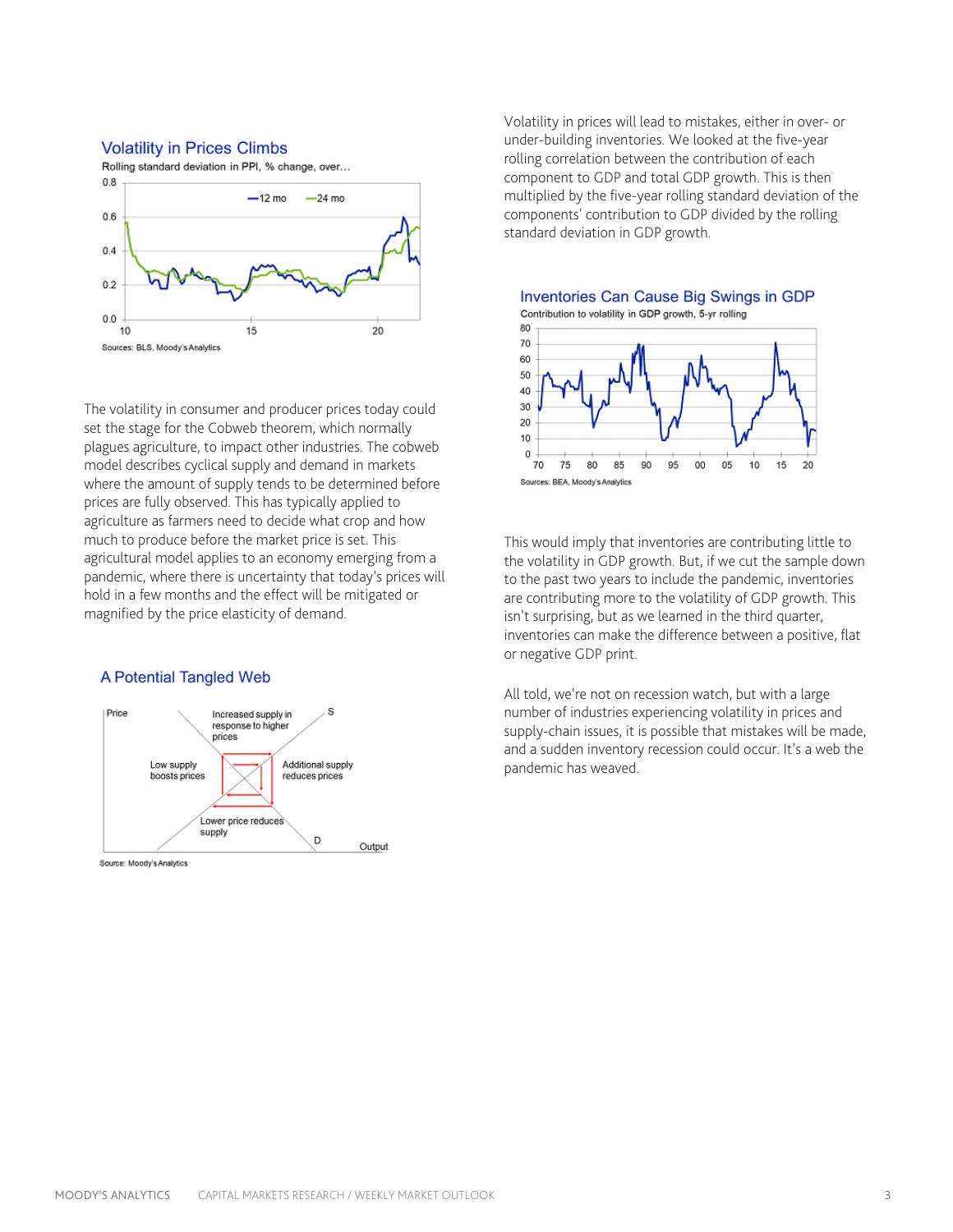### Volatility in Prices Climbs

Rolling standard deviation in PPI, % change, over...

Sources: BLS, Moody's Analytics

The volatility in consumer and producer prices today could set the stage for the Cobweb theorem, which normally plagues agriculture, to impact other industries. The cobweb model describes cyclical supply and demand in markets where the amount of supply tends to be determined before prices are fully observed. This has typically applied to agriculture as farmers need to decide what crop and how much to produce before the market price is set. This agricultural model applies to an economy emerging from a pandemic, where there is uncertainty that today's prices will hold in a few months and the effect will be mitigated or magnified by the price elasticity of demand.

### A Potential Tangled Web

Source: Moody's Analytics

Volatility in prices will lead to mistakes, either in over- or under-building inventories. We looked at the five-year rolling correlation between the contribution of each component to GDP and total GDP growth. This is then multiplied by the five-year rolling standard deviation of the components' contribution to GDP divided by the rolling standard deviation in GDP growth.

### Inventories Can Cause Big Swings in GDP

Contribution to volatility in GDP growth, 5-yr rolling

Sources: BEA, Moody's Analytics

This would imply that inventories are contributing little to the volatility in GDP growth. But, if we cut the sample down to the past two years to include the pandemic, inventories are contributing more to the volatility of GDP growth. This isn't surprising, but as we learned in the third quarter, inventories can make the difference between a positive, flat or negative GDP print.

All told, we're not on recession watch, but with a large number of industries experiencing volatility in prices and supply-chain issues, it is possible that mistakes will be made, and a sudden inventory recession could occur. It's a web the pandemic has weaved.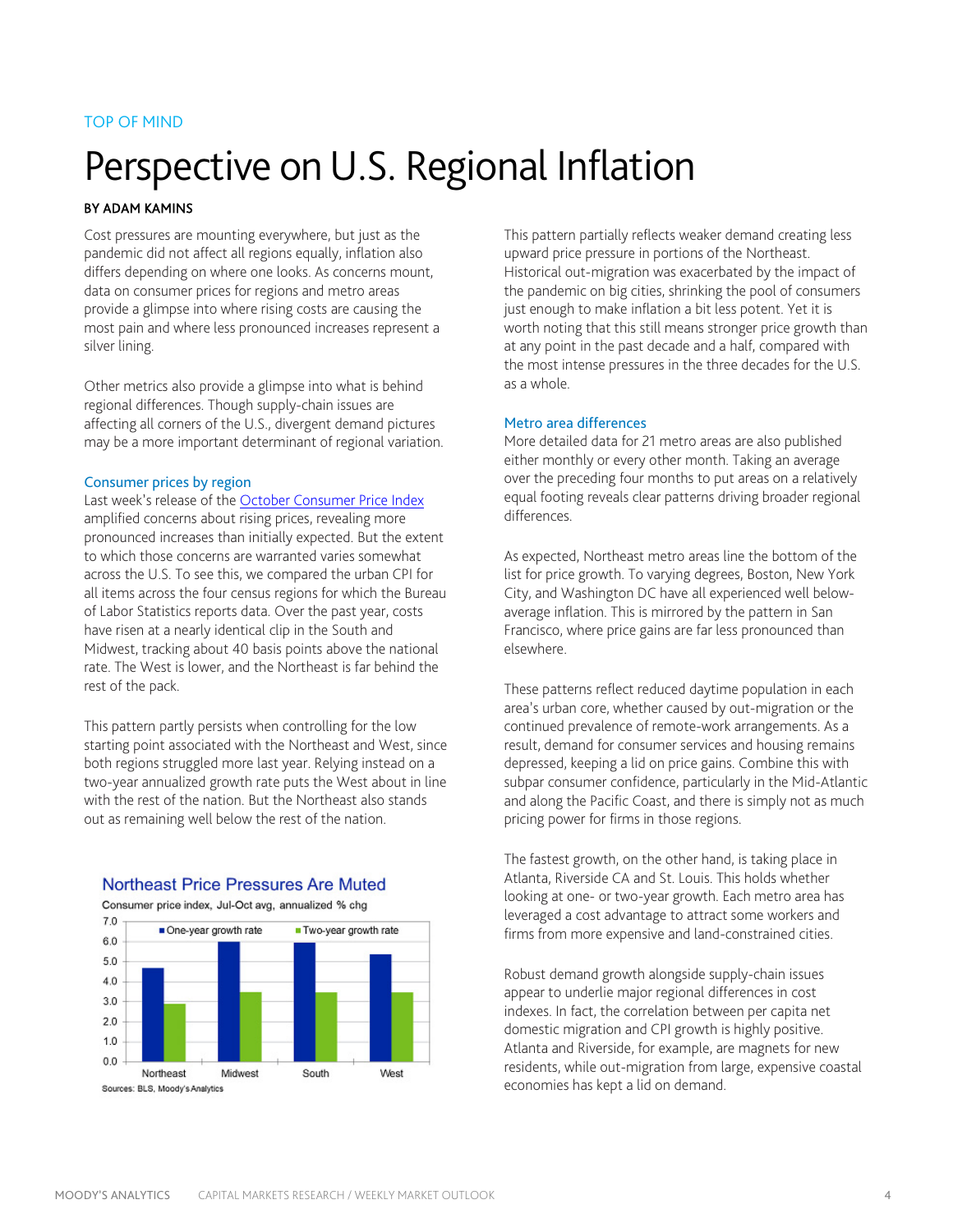TOP OF MIND

# Perspective on U.S. Regional Inflation

**BY ADAM KAMINS**

Cost pressures are mounting everywhere, but just as the pandemic did not affect all regions equally, inflation also differs depending on where one looks. As concerns mount, data on consumer prices for regions and metro areas provide a glimpse into where rising costs are causing the most pain and where less pronounced increases represent a silver lining.

Other metrics also provide a glimpse into what is behind regional differences. Though supply-chain issues are affecting all corners of the U.S., divergent demand pictures may be a more important determinant of regional variation.

### Consumer prices by region

Last week's release of the October Consumer Price Index amplified concerns about rising prices, revealing more pronounced increases than initially expected. But the extent to which those concerns are warranted varies somewhat across the U.S. To see this, we compared the urban CPI for all items across the four census regions for which the Bureau of Labor Statistics reports data. Over the past year, costs have risen at a nearly identical clip in the South and Midwest, tracking about 40 basis points above the national rate. The West is lower, and the Northeast is far behind the rest of the pack.

This pattern partly persists when controlling for the low starting point associated with the Northeast and West, since both regions struggled more last year. Relying instead on a two-year annualized growth rate puts the West about in line with the rest of the nation. But the Northeast also stands out as remaining well below the rest of the nation.

**Northeast Price Pressures Are Muted**

Consumer price index, Jul-Oct avg, annualized % chg

| | One-year growth rate | Two-year growth rate |
|---|---|---|
| Northeast | 4.7 | 2.9 |
| Midwest | 6.0 | 3.5 |
| South | 6.0 | 3.5 |
| West | 5.4 | 3.5 |

Sources: BLS, Moody's Analytics

This pattern partially reflects weaker demand creating less upward price pressure in portions of the Northeast. Historical out-migration was exacerbated by the impact of the pandemic on big cities, shrinking the pool of consumers just enough to make inflation a bit less potent. Yet it is worth noting that this still means stronger price growth than at any point in the past decade and a half, compared with the most intense pressures in the three decades for the U.S. as a whole.

### Metro area differences

More detailed data for 21 metro areas are also published either monthly or every other month. Taking an average over the preceding four months to put areas on a relatively equal footing reveals clear patterns driving broader regional differences.

As expected, Northeast metro areas line the bottom of the list for price growth. To varying degrees, Boston, New York City, and Washington DC have all experienced well below-average inflation. This is mirrored by the pattern in San Francisco, where price gains are far less pronounced than elsewhere.

These patterns reflect reduced daytime population in each area's urban core, whether caused by out-migration or the continued prevalence of remote-work arrangements. As a result, demand for consumer services and housing remains depressed, keeping a lid on price gains. Combine this with subpar consumer confidence, particularly in the Mid-Atlantic and along the Pacific Coast, and there is simply not as much pricing power for firms in those regions.

The fastest growth, on the other hand, is taking place in Atlanta, Riverside CA and St. Louis. This holds whether looking at one- or two-year growth. Each metro area has leveraged a cost advantage to attract some workers and firms from more expensive and land-constrained cities.

Robust demand growth alongside supply-chain issues appear to underlie major regional differences in cost indexes. In fact, the correlation between per capita net domestic migration and CPI growth is highly positive. Atlanta and Riverside, for example, are magnets for new residents, while out-migration from large, expensive coastal economies has kept a lid on demand.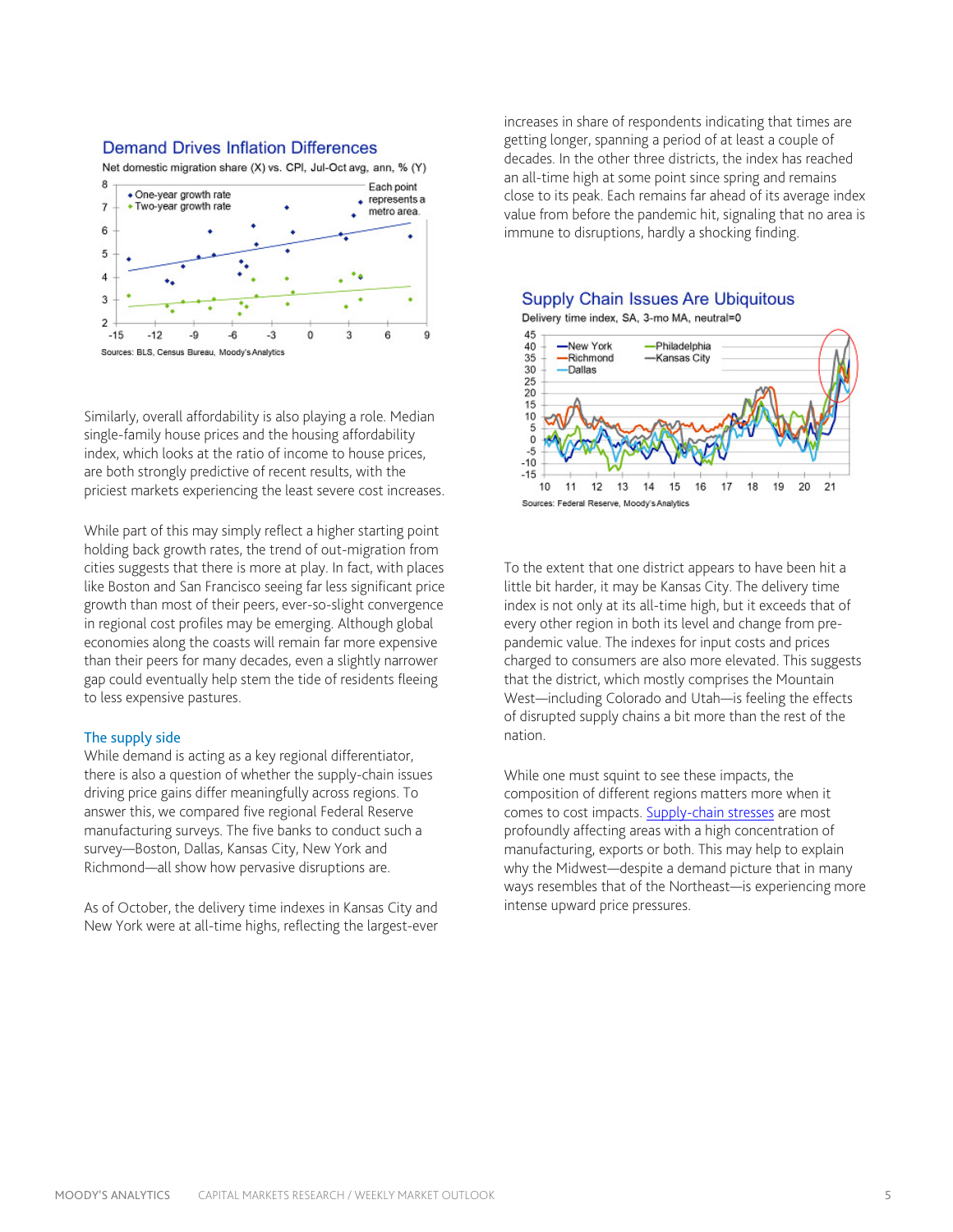### Demand Drives Inflation Differences

Net domestic migration share (X) vs. CPI, Jul-Oct avg, ann, % (Y)

Sources: BLS, Census Bureau, Moody's Analytics

Similarly, overall affordability is also playing a role. Median single-family house prices and the housing affordability index, which looks at the ratio of income to house prices, are both strongly predictive of recent results, with the priciest markets experiencing the least severe cost increases.

While part of this may simply reflect a higher starting point holding back growth rates, the trend of out-migration from cities suggests that there is more at play. In fact, with places like Boston and San Francisco seeing far less significant price growth than most of their peers, ever-so-slight convergence in regional cost profiles may be emerging. Although global economies along the coasts will remain far more expensive than their peers for many decades, even a slightly narrower gap could eventually help stem the tide of residents fleeing to less expensive pastures.

## The supply side

While demand is acting as a key regional differentiator, there is also a question of whether the supply-chain issues driving price gains differ meaningfully across regions. To answer this, we compared five regional Federal Reserve manufacturing surveys. The five banks to conduct such a survey—Boston, Dallas, Kansas City, New York and Richmond—all show how pervasive disruptions are.

As of October, the delivery time indexes in Kansas City and New York were at all-time highs, reflecting the largest-ever increases in share of respondents indicating that times are getting longer, spanning a period of at least a couple of decades. In the other three districts, the index has reached an all-time high at some point since spring and remains close to its peak. Each remains far ahead of its average index value from before the pandemic hit, signaling that no area is immune to disruptions, hardly a shocking finding.

### Supply Chain Issues Are Ubiquitous

Delivery time index, SA, 3-mo MA, neutral=0

Sources: Federal Reserve, Moody's Analytics

To the extent that one district appears to have been hit a little bit harder, it may be Kansas City. The delivery time index is not only at its all-time high, but it exceeds that of every other region in both its level and change from pre-pandemic value. The indexes for input costs and prices charged to consumers are also more elevated. This suggests that the district, which mostly comprises the Mountain West—including Colorado and Utah—is feeling the effects of disrupted supply chains a bit more than the rest of the nation.

While one must squint to see these impacts, the composition of different regions matters more when it comes to cost impacts. Supply-chain stresses are most profoundly affecting areas with a high concentration of manufacturing, exports or both. This may help to explain why the Midwest—despite a demand picture that in many ways resembles that of the Northeast—is experiencing more intense upward price pressures.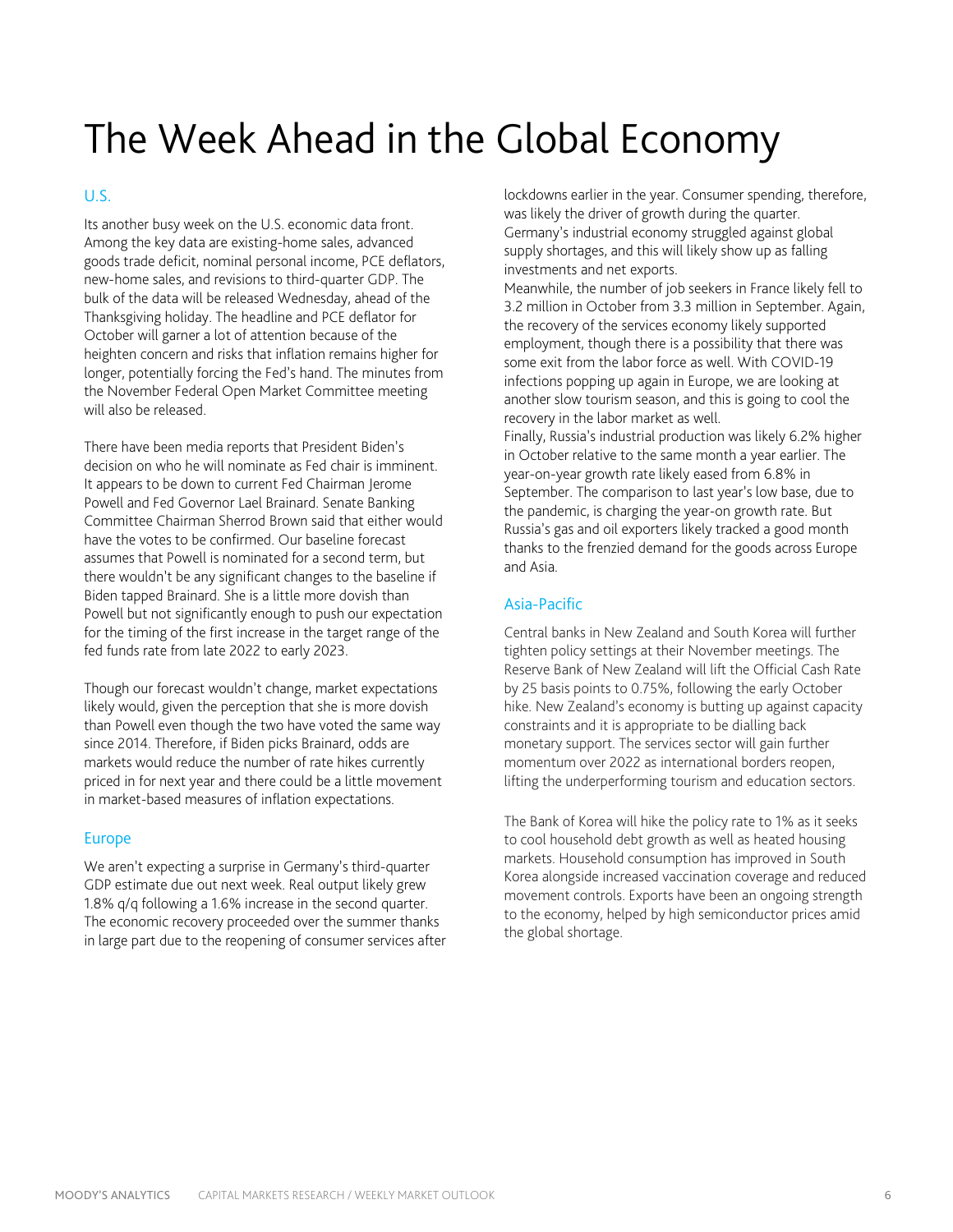# The Week Ahead in the Global Economy

## U.S.

Its another busy week on the U.S. economic data front. Among the key data are existing-home sales, advanced goods trade deficit, nominal personal income, PCE deflators, new-home sales, and revisions to third-quarter GDP. The bulk of the data will be released Wednesday, ahead of the Thanksgiving holiday. The headline and PCE deflator for October will garner a lot of attention because of the heighten concern and risks that inflation remains higher for longer, potentially forcing the Fed's hand. The minutes from the November Federal Open Market Committee meeting will also be released.

There have been media reports that President Biden's decision on who he will nominate as Fed chair is imminent. It appears to be down to current Fed Chairman Jerome Powell and Fed Governor Lael Brainard. Senate Banking Committee Chairman Sherrod Brown said that either would have the votes to be confirmed. Our baseline forecast assumes that Powell is nominated for a second term, but there wouldn't be any significant changes to the baseline if Biden tapped Brainard. She is a little more dovish than Powell but not significantly enough to push our expectation for the timing of the first increase in the target range of the fed funds rate from late 2022 to early 2023.

Though our forecast wouldn't change, market expectations likely would, given the perception that she is more dovish than Powell even though the two have voted the same way since 2014. Therefore, if Biden picks Brainard, odds are markets would reduce the number of rate hikes currently priced in for next year and there could be a little movement in market-based measures of inflation expectations.

## Europe

We aren't expecting a surprise in Germany's third-quarter GDP estimate due out next week. Real output likely grew 1.8% q/q following a 1.6% increase in the second quarter. The economic recovery proceeded over the summer thanks in large part due to the reopening of consumer services after lockdowns earlier in the year. Consumer spending, therefore, was likely the driver of growth during the quarter. Germany's industrial economy struggled against global supply shortages, and this will likely show up as falling investments and net exports.

Meanwhile, the number of job seekers in France likely fell to 3.2 million in October from 3.3 million in September. Again, the recovery of the services economy likely supported employment, though there is a possibility that there was some exit from the labor force as well. With COVID-19 infections popping up again in Europe, we are looking at another slow tourism season, and this is going to cool the recovery in the labor market as well.

Finally, Russia's industrial production was likely 6.2% higher in October relative to the same month a year earlier. The year-on-year growth rate likely eased from 6.8% in September. The comparison to last year's low base, due to the pandemic, is charging the year-on growth rate. But Russia's gas and oil exporters likely tracked a good month thanks to the frenzied demand for the goods across Europe and Asia.

## Asia-Pacific

Central banks in New Zealand and South Korea will further tighten policy settings at their November meetings. The Reserve Bank of New Zealand will lift the Official Cash Rate by 25 basis points to 0.75%, following the early October hike. New Zealand's economy is butting up against capacity constraints and it is appropriate to be dialling back monetary support. The services sector will gain further momentum over 2022 as international borders reopen, lifting the underperforming tourism and education sectors.

The Bank of Korea will hike the policy rate to 1% as it seeks to cool household debt growth as well as heated housing markets. Household consumption has improved in South Korea alongside increased vaccination coverage and reduced movement controls. Exports have been an ongoing strength to the economy, helped by high semiconductor prices amid the global shortage.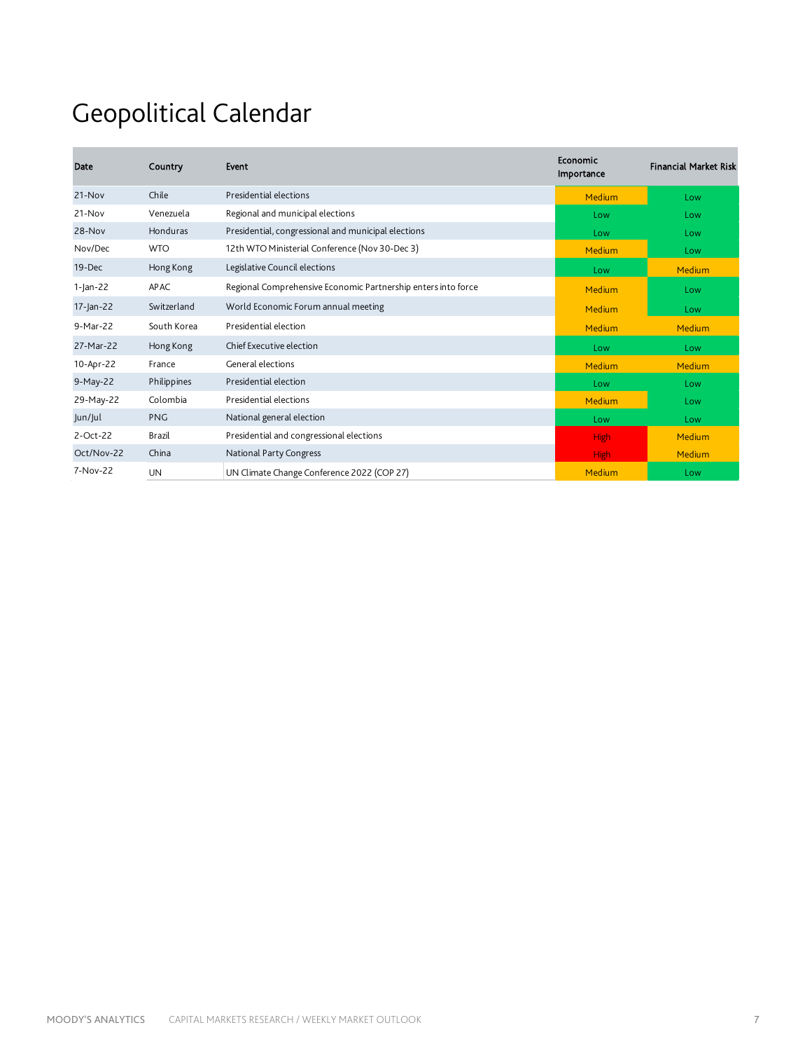# Geopolitical Calendar

| Date | Country | Event | Economic Importance | Financial Market Risk |
|---|---|---|---|---|
| 21-Nov | Chile | Presidential elections | Medium | Low |
| 21-Nov | Venezuela | Regional and municipal elections | Low | Low |
| 28-Nov | Honduras | Presidential, congressional and municipal elections | Low | Low |
| Nov/Dec | WTO | 12th WTO Ministerial Conference (Nov 30-Dec 3) | Medium | Low |
| 19-Dec | Hong Kong | Legislative Council elections | Low | Medium |
| 1-Jan-22 | APAC | Regional Comprehensive Economic Partnership enters into force | Medium | Low |
| 17-Jan-22 | Switzerland | World Economic Forum annual meeting | Medium | Low |
| 9-Mar-22 | South Korea | Presidential election | Medium | Medium |
| 27-Mar-22 | Hong Kong | Chief Executive election | Low | Low |
| 10-Apr-22 | France | General elections | Medium | Medium |
| 9-May-22 | Philippines | Presidential election | Low | Low |
| 29-May-22 | Colombia | Presidential elections | Medium | Low |
| Jun/Jul | PNG | National general election | Low | Low |
| 2-Oct-22 | Brazil | Presidential and congressional elections | High | Medium |
| Oct/Nov-22 | China | National Party Congress | High | Medium |
| 7-Nov-22 | UN | UN Climate Change Conference 2022 (COP 27) | Medium | Low |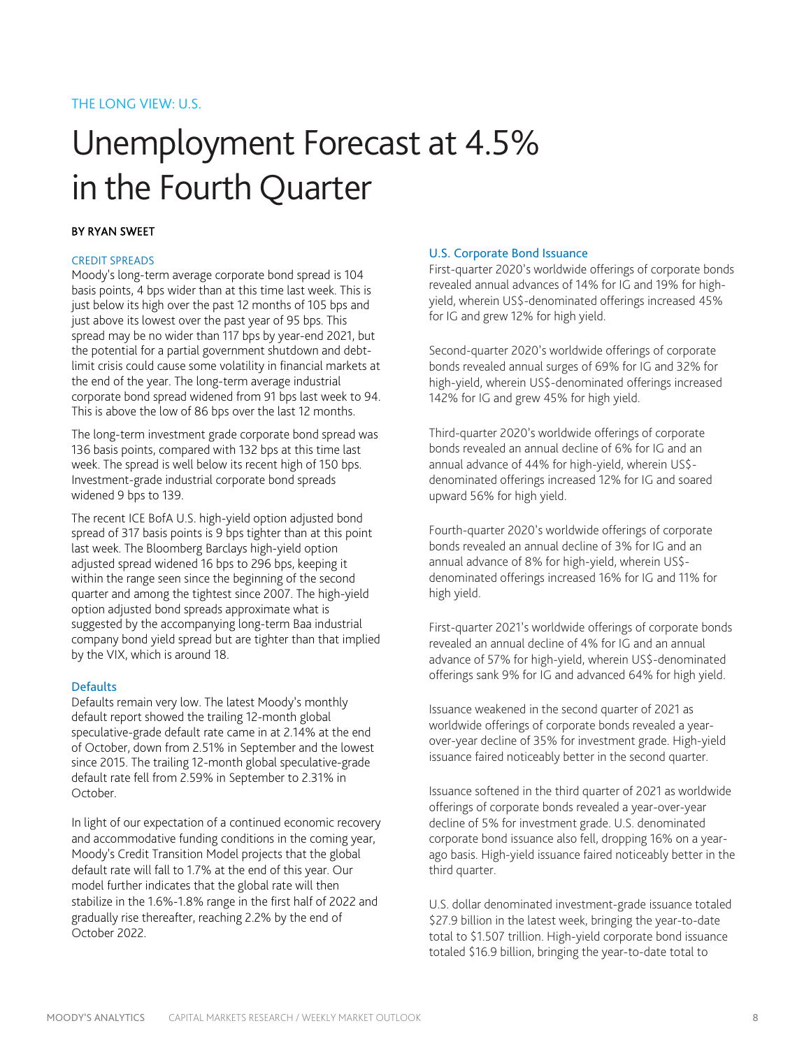THE LONG VIEW: U.S.

# Unemployment Forecast at 4.5% in the Fourth Quarter

**BY RYAN SWEET**

### CREDIT SPREADS

Moody's long-term average corporate bond spread is 104 basis points, 4 bps wider than at this time last week. This is just below its high over the past 12 months of 105 bps and just above its lowest over the past year of 95 bps. This spread may be no wider than 117 bps by year-end 2021, but the potential for a partial government shutdown and debt-limit crisis could cause some volatility in financial markets at the end of the year. The long-term average industrial corporate bond spread widened from 91 bps last week to 94. This is above the low of 86 bps over the last 12 months.

The long-term investment grade corporate bond spread was 136 basis points, compared with 132 bps at this time last week. The spread is well below its recent high of 150 bps. Investment-grade industrial corporate bond spreads widened 9 bps to 139.

The recent ICE BofA U.S. high-yield option adjusted bond spread of 317 basis points is 9 bps tighter than at this point last week. The Bloomberg Barclays high-yield option adjusted spread widened 16 bps to 296 bps, keeping it within the range seen since the beginning of the second quarter and among the tightest since 2007. The high-yield option adjusted bond spreads approximate what is suggested by the accompanying long-term Baa industrial company bond yield spread but are tighter than that implied by the VIX, which is around 18.

### Defaults

Defaults remain very low. The latest Moody's monthly default report showed the trailing 12-month global speculative-grade default rate came in at 2.14% at the end of October, down from 2.51% in September and the lowest since 2015. The trailing 12-month global speculative-grade default rate fell from 2.59% in September to 2.31% in October.

In light of our expectation of a continued economic recovery and accommodative funding conditions in the coming year, Moody's Credit Transition Model projects that the global default rate will fall to 1.7% at the end of this year. Our model further indicates that the global rate will then stabilize in the 1.6%-1.8% range in the first half of 2022 and gradually rise thereafter, reaching 2.2% by the end of October 2022.

### U.S. Corporate Bond Issuance

First-quarter 2020's worldwide offerings of corporate bonds revealed annual advances of 14% for IG and 19% for high-yield, wherein US$-denominated offerings increased 45% for IG and grew 12% for high yield.

Second-quarter 2020's worldwide offerings of corporate bonds revealed annual surges of 69% for IG and 32% for high-yield, wherein US$-denominated offerings increased 142% for IG and grew 45% for high yield.

Third-quarter 2020's worldwide offerings of corporate bonds revealed an annual decline of 6% for IG and an annual advance of 44% for high-yield, wherein US$-denominated offerings increased 12% for IG and soared upward 56% for high yield.

Fourth-quarter 2020's worldwide offerings of corporate bonds revealed an annual decline of 3% for IG and an annual advance of 8% for high-yield, wherein US$-denominated offerings increased 16% for IG and 11% for high yield.

First-quarter 2021's worldwide offerings of corporate bonds revealed an annual decline of 4% for IG and an annual advance of 57% for high-yield, wherein US$-denominated offerings sank 9% for IG and advanced 64% for high yield.

Issuance weakened in the second quarter of 2021 as worldwide offerings of corporate bonds revealed a year-over-year decline of 35% for investment grade. High-yield issuance faired noticeably better in the second quarter.

Issuance softened in the third quarter of 2021 as worldwide offerings of corporate bonds revealed a year-over-year decline of 5% for investment grade. U.S. denominated corporate bond issuance also fell, dropping 16% on a year-ago basis. High-yield issuance faired noticeably better in the third quarter.

U.S. dollar denominated investment-grade issuance totaled $27.9 billion in the latest week, bringing the year-to-date total to $1.507 trillion. High-yield corporate bond issuance totaled $16.9 billion, bringing the year-to-date total to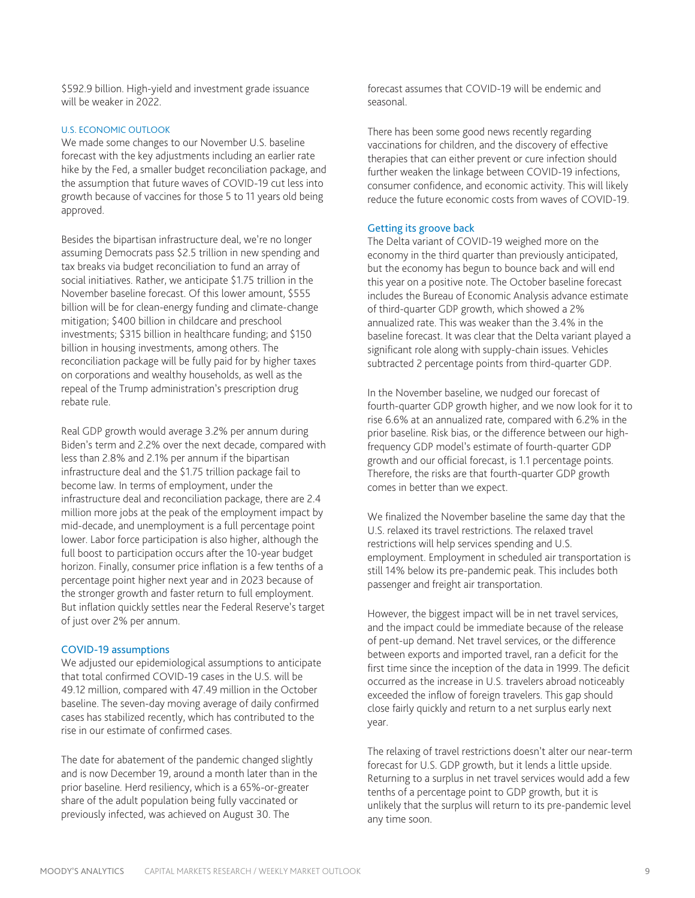$592.9 billion. High-yield and investment grade issuance will be weaker in 2022.

### U.S. ECONOMIC OUTLOOK

We made some changes to our November U.S. baseline forecast with the key adjustments including an earlier rate hike by the Fed, a smaller budget reconciliation package, and the assumption that future waves of COVID-19 cut less into growth because of vaccines for those 5 to 11 years old being approved.

Besides the bipartisan infrastructure deal, we're no longer assuming Democrats pass $2.5 trillion in new spending and tax breaks via budget reconciliation to fund an array of social initiatives. Rather, we anticipate $1.75 trillion in the November baseline forecast. Of this lower amount, $555 billion will be for clean-energy funding and climate-change mitigation; $400 billion in childcare and preschool investments; $315 billion in healthcare funding; and $150 billion in housing investments, among others. The reconciliation package will be fully paid for by higher taxes on corporations and wealthy households, as well as the repeal of the Trump administration's prescription drug rebate rule.

Real GDP growth would average 3.2% per annum during Biden's term and 2.2% over the next decade, compared with less than 2.8% and 2.1% per annum if the bipartisan infrastructure deal and the $1.75 trillion package fail to become law. In terms of employment, under the infrastructure deal and reconciliation package, there are 2.4 million more jobs at the peak of the employment impact by mid-decade, and unemployment is a full percentage point lower. Labor force participation is also higher, although the full boost to participation occurs after the 10-year budget horizon. Finally, consumer price inflation is a few tenths of a percentage point higher next year and in 2023 because of the stronger growth and faster return to full employment. But inflation quickly settles near the Federal Reserve's target of just over 2% per annum.

### COVID-19 assumptions

We adjusted our epidemiological assumptions to anticipate that total confirmed COVID-19 cases in the U.S. will be 49.12 million, compared with 47.49 million in the October baseline. The seven-day moving average of daily confirmed cases has stabilized recently, which has contributed to the rise in our estimate of confirmed cases.

The date for abatement of the pandemic changed slightly and is now December 19, around a month later than in the prior baseline. Herd resiliency, which is a 65%-or-greater share of the adult population being fully vaccinated or previously infected, was achieved on August 30. The forecast assumes that COVID-19 will be endemic and seasonal.

There has been some good news recently regarding vaccinations for children, and the discovery of effective therapies that can either prevent or cure infection should further weaken the linkage between COVID-19 infections, consumer confidence, and economic activity. This will likely reduce the future economic costs from waves of COVID-19.

### Getting its groove back

The Delta variant of COVID-19 weighed more on the economy in the third quarter than previously anticipated, but the economy has begun to bounce back and will end this year on a positive note. The October baseline forecast includes the Bureau of Economic Analysis advance estimate of third-quarter GDP growth, which showed a 2% annualized rate. This was weaker than the 3.4% in the baseline forecast. It was clear that the Delta variant played a significant role along with supply-chain issues. Vehicles subtracted 2 percentage points from third-quarter GDP.

In the November baseline, we nudged our forecast of fourth-quarter GDP growth higher, and we now look for it to rise 6.6% at an annualized rate, compared with 6.2% in the prior baseline. Risk bias, or the difference between our high-frequency GDP model's estimate of fourth-quarter GDP growth and our official forecast, is 1.1 percentage points. Therefore, the risks are that fourth-quarter GDP growth comes in better than we expect.

We finalized the November baseline the same day that the U.S. relaxed its travel restrictions. The relaxed travel restrictions will help services spending and U.S. employment. Employment in scheduled air transportation is still 14% below its pre-pandemic peak. This includes both passenger and freight air transportation.

However, the biggest impact will be in net travel services, and the impact could be immediate because of the release of pent-up demand. Net travel services, or the difference between exports and imported travel, ran a deficit for the first time since the inception of the data in 1999. The deficit occurred as the increase in U.S. travelers abroad noticeably exceeded the inflow of foreign travelers. This gap should close fairly quickly and return to a net surplus early next year.

The relaxing of travel restrictions doesn't alter our near-term forecast for U.S. GDP growth, but it lends a little upside. Returning to a surplus in net travel services would add a few tenths of a percentage point to GDP growth, but it is unlikely that the surplus will return to its pre-pandemic level any time soon.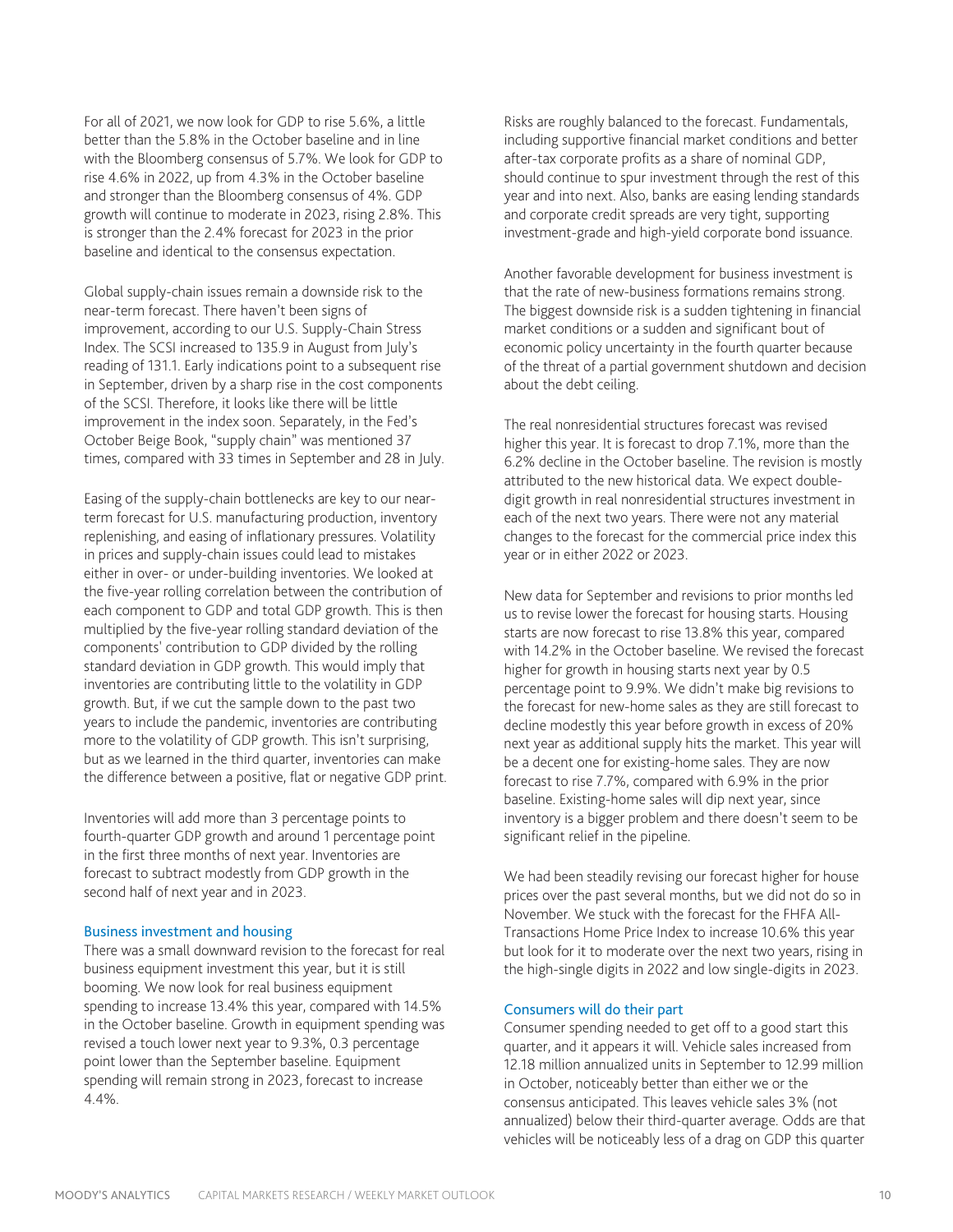For all of 2021, we now look for GDP to rise 5.6%, a little better than the 5.8% in the October baseline and in line with the Bloomberg consensus of 5.7%. We look for GDP to rise 4.6% in 2022, up from 4.3% in the October baseline and stronger than the Bloomberg consensus of 4%. GDP growth will continue to moderate in 2023, rising 2.8%. This is stronger than the 2.4% forecast for 2023 in the prior baseline and identical to the consensus expectation.

Global supply-chain issues remain a downside risk to the near-term forecast. There haven't been signs of improvement, according to our U.S. Supply-Chain Stress Index. The SCSI increased to 135.9 in August from July's reading of 131.1. Early indications point to a subsequent rise in September, driven by a sharp rise in the cost components of the SCSI. Therefore, it looks like there will be little improvement in the index soon. Separately, in the Fed's October Beige Book, "supply chain" was mentioned 37 times, compared with 33 times in September and 28 in July.

Easing of the supply-chain bottlenecks are key to our near-term forecast for U.S. manufacturing production, inventory replenishing, and easing of inflationary pressures. Volatility in prices and supply-chain issues could lead to mistakes either in over- or under-building inventories. We looked at the five-year rolling correlation between the contribution of each component to GDP and total GDP growth. This is then multiplied by the five-year rolling standard deviation of the components' contribution to GDP divided by the rolling standard deviation in GDP growth. This would imply that inventories are contributing little to the volatility in GDP growth. But, if we cut the sample down to the past two years to include the pandemic, inventories are contributing more to the volatility of GDP growth. This isn't surprising, but as we learned in the third quarter, inventories can make the difference between a positive, flat or negative GDP print.

Inventories will add more than 3 percentage points to fourth-quarter GDP growth and around 1 percentage point in the first three months of next year. Inventories are forecast to subtract modestly from GDP growth in the second half of next year and in 2023.

### Business investment and housing

There was a small downward revision to the forecast for real business equipment investment this year, but it is still booming. We now look for real business equipment spending to increase 13.4% this year, compared with 14.5% in the October baseline. Growth in equipment spending was revised a touch lower next year to 9.3%, 0.3 percentage point lower than the September baseline. Equipment spending will remain strong in 2023, forecast to increase 4.4%.

Risks are roughly balanced to the forecast. Fundamentals, including supportive financial market conditions and better after-tax corporate profits as a share of nominal GDP, should continue to spur investment through the rest of this year and into next. Also, banks are easing lending standards and corporate credit spreads are very tight, supporting investment-grade and high-yield corporate bond issuance.

Another favorable development for business investment is that the rate of new-business formations remains strong. The biggest downside risk is a sudden tightening in financial market conditions or a sudden and significant bout of economic policy uncertainty in the fourth quarter because of the threat of a partial government shutdown and decision about the debt ceiling.

The real nonresidential structures forecast was revised higher this year. It is forecast to drop 7.1%, more than the 6.2% decline in the October baseline. The revision is mostly attributed to the new historical data. We expect double-digit growth in real nonresidential structures investment in each of the next two years. There were not any material changes to the forecast for the commercial price index this year or in either 2022 or 2023.

New data for September and revisions to prior months led us to revise lower the forecast for housing starts. Housing starts are now forecast to rise 13.8% this year, compared with 14.2% in the October baseline. We revised the forecast higher for growth in housing starts next year by 0.5 percentage point to 9.9%. We didn't make big revisions to the forecast for new-home sales as they are still forecast to decline modestly this year before growth in excess of 20% next year as additional supply hits the market. This year will be a decent one for existing-home sales. They are now forecast to rise 7.7%, compared with 6.9% in the prior baseline. Existing-home sales will dip next year, since inventory is a bigger problem and there doesn't seem to be significant relief in the pipeline.

We had been steadily revising our forecast higher for house prices over the past several months, but we did not do so in November. We stuck with the forecast for the FHFA All-Transactions Home Price Index to increase 10.6% this year but look for it to moderate over the next two years, rising in the high-single digits in 2022 and low single-digits in 2023.

### Consumers will do their part

Consumer spending needed to get off to a good start this quarter, and it appears it will. Vehicle sales increased from 12.18 million annualized units in September to 12.99 million in October, noticeably better than either we or the consensus anticipated. This leaves vehicle sales 3% (not annualized) below their third-quarter average. Odds are that vehicles will be noticeably less of a drag on GDP this quarter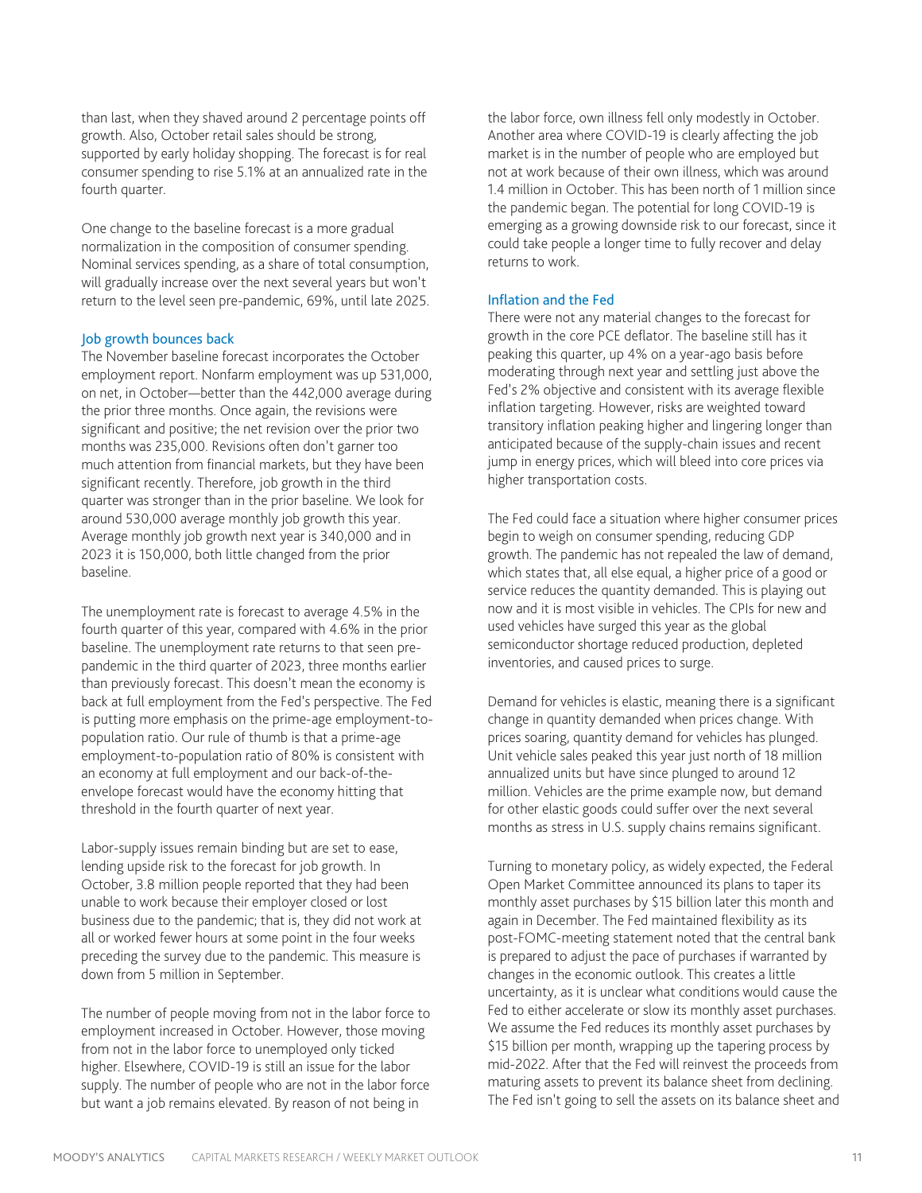than last, when they shaved around 2 percentage points off growth. Also, October retail sales should be strong, supported by early holiday shopping. The forecast is for real consumer spending to rise 5.1% at an annualized rate in the fourth quarter.

One change to the baseline forecast is a more gradual normalization in the composition of consumer spending. Nominal services spending, as a share of total consumption, will gradually increase over the next several years but won't return to the level seen pre-pandemic, 69%, until late 2025.

### Job growth bounces back

The November baseline forecast incorporates the October employment report. Nonfarm employment was up 531,000, on net, in October—better than the 442,000 average during the prior three months. Once again, the revisions were significant and positive; the net revision over the prior two months was 235,000. Revisions often don't garner too much attention from financial markets, but they have been significant recently. Therefore, job growth in the third quarter was stronger than in the prior baseline. We look for around 530,000 average monthly job growth this year. Average monthly job growth next year is 340,000 and in 2023 it is 150,000, both little changed from the prior baseline.

The unemployment rate is forecast to average 4.5% in the fourth quarter of this year, compared with 4.6% in the prior baseline. The unemployment rate returns to that seen pre-pandemic in the third quarter of 2023, three months earlier than previously forecast. This doesn't mean the economy is back at full employment from the Fed's perspective. The Fed is putting more emphasis on the prime-age employment-to-population ratio. Our rule of thumb is that a prime-age employment-to-population ratio of 80% is consistent with an economy at full employment and our back-of-the-envelope forecast would have the economy hitting that threshold in the fourth quarter of next year.

Labor-supply issues remain binding but are set to ease, lending upside risk to the forecast for job growth. In October, 3.8 million people reported that they had been unable to work because their employer closed or lost business due to the pandemic; that is, they did not work at all or worked fewer hours at some point in the four weeks preceding the survey due to the pandemic. This measure is down from 5 million in September.

The number of people moving from not in the labor force to employment increased in October. However, those moving from not in the labor force to unemployed only ticked higher. Elsewhere, COVID-19 is still an issue for the labor supply. The number of people who are not in the labor force but want a job remains elevated. By reason of not being in the labor force, own illness fell only modestly in October. Another area where COVID-19 is clearly affecting the job market is in the number of people who are employed but not at work because of their own illness, which was around 1.4 million in October. This has been north of 1 million since the pandemic began. The potential for long COVID-19 is emerging as a growing downside risk to our forecast, since it could take people a longer time to fully recover and delay returns to work.

### Inflation and the Fed

There were not any material changes to the forecast for growth in the core PCE deflator. The baseline still has it peaking this quarter, up 4% on a year-ago basis before moderating through next year and settling just above the Fed's 2% objective and consistent with its average flexible inflation targeting. However, risks are weighted toward transitory inflation peaking higher and lingering longer than anticipated because of the supply-chain issues and recent jump in energy prices, which will bleed into core prices via higher transportation costs.

The Fed could face a situation where higher consumer prices begin to weigh on consumer spending, reducing GDP growth. The pandemic has not repealed the law of demand, which states that, all else equal, a higher price of a good or service reduces the quantity demanded. This is playing out now and it is most visible in vehicles. The CPIs for new and used vehicles have surged this year as the global semiconductor shortage reduced production, depleted inventories, and caused prices to surge.

Demand for vehicles is elastic, meaning there is a significant change in quantity demanded when prices change. With prices soaring, quantity demand for vehicles has plunged. Unit vehicle sales peaked this year just north of 18 million annualized units but have since plunged to around 12 million. Vehicles are the prime example now, but demand for other elastic goods could suffer over the next several months as stress in U.S. supply chains remains significant.

Turning to monetary policy, as widely expected, the Federal Open Market Committee announced its plans to taper its monthly asset purchases by $15 billion later this month and again in December. The Fed maintained flexibility as its post-FOMC-meeting statement noted that the central bank is prepared to adjust the pace of purchases if warranted by changes in the economic outlook. This creates a little uncertainty, as it is unclear what conditions would cause the Fed to either accelerate or slow its monthly asset purchases. We assume the Fed reduces its monthly asset purchases by $15 billion per month, wrapping up the tapering process by mid-2022. After that the Fed will reinvest the proceeds from maturing assets to prevent its balance sheet from declining. The Fed isn't going to sell the assets on its balance sheet and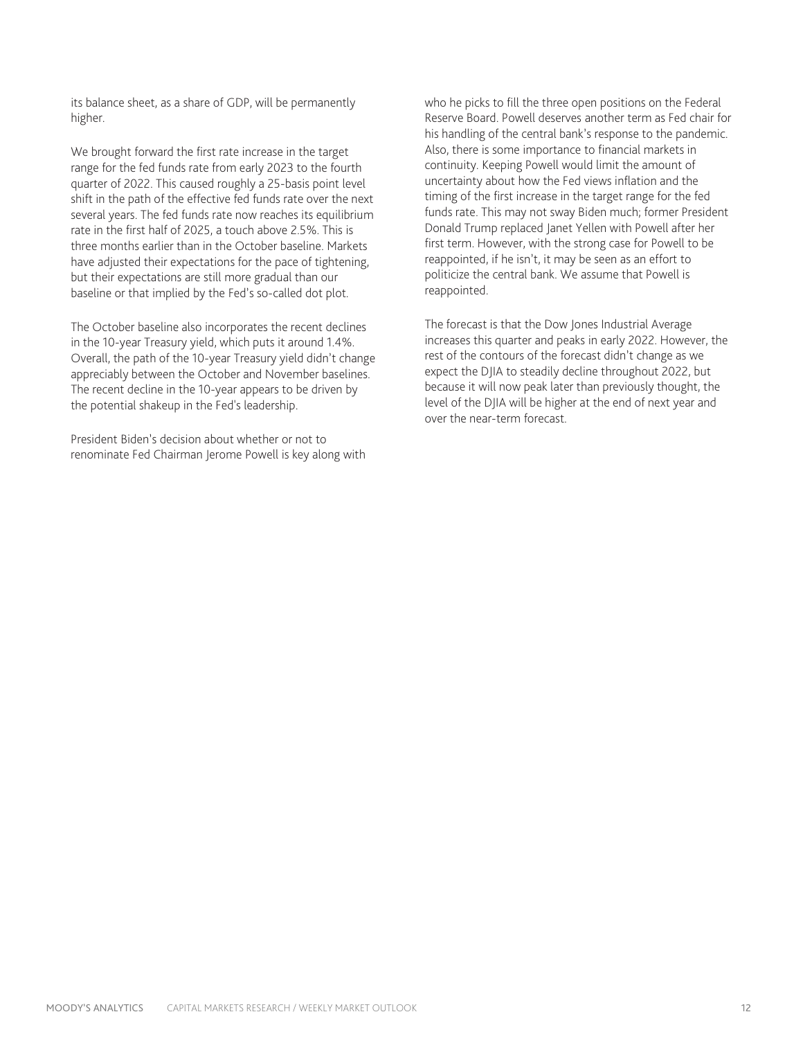its balance sheet, as a share of GDP, will be permanently higher.

We brought forward the first rate increase in the target range for the fed funds rate from early 2023 to the fourth quarter of 2022. This caused roughly a 25-basis point level shift in the path of the effective fed funds rate over the next several years. The fed funds rate now reaches its equilibrium rate in the first half of 2025, a touch above 2.5%. This is three months earlier than in the October baseline. Markets have adjusted their expectations for the pace of tightening, but their expectations are still more gradual than our baseline or that implied by the Fed's so-called dot plot.

The October baseline also incorporates the recent declines in the 10-year Treasury yield, which puts it around 1.4%. Overall, the path of the 10-year Treasury yield didn't change appreciably between the October and November baselines. The recent decline in the 10-year appears to be driven by the potential shakeup in the Fed's leadership.

President Biden's decision about whether or not to renominate Fed Chairman Jerome Powell is key along with who he picks to fill the three open positions on the Federal Reserve Board. Powell deserves another term as Fed chair for his handling of the central bank's response to the pandemic. Also, there is some importance to financial markets in continuity. Keeping Powell would limit the amount of uncertainty about how the Fed views inflation and the timing of the first increase in the target range for the fed funds rate. This may not sway Biden much; former President Donald Trump replaced Janet Yellen with Powell after her first term. However, with the strong case for Powell to be reappointed, if he isn't, it may be seen as an effort to politicize the central bank. We assume that Powell is reappointed.

The forecast is that the Dow Jones Industrial Average increases this quarter and peaks in early 2022. However, the rest of the contours of the forecast didn't change as we expect the DJIA to steadily decline throughout 2022, but because it will now peak later than previously thought, the level of the DJIA will be higher at the end of next year and over the near-term forecast.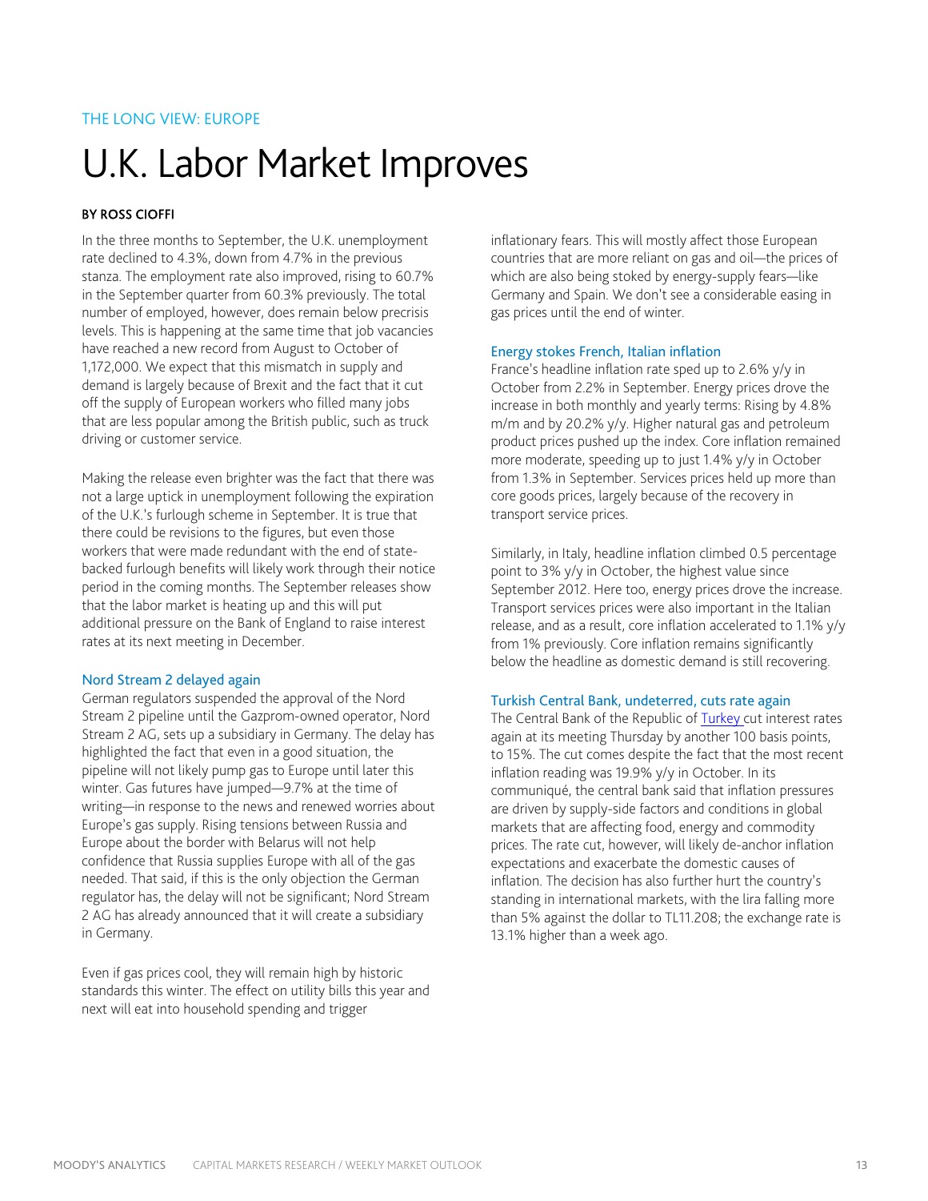THE LONG VIEW: EUROPE

# U.K. Labor Market Improves

**BY ROSS CIOFFI**

In the three months to September, the U.K. unemployment rate declined to 4.3%, down from 4.7% in the previous stanza. The employment rate also improved, rising to 60.7% in the September quarter from 60.3% previously. The total number of employed, however, does remain below precrisis levels. This is happening at the same time that job vacancies have reached a new record from August to October of 1,172,000. We expect that this mismatch in supply and demand is largely because of Brexit and the fact that it cut off the supply of European workers who filled many jobs that are less popular among the British public, such as truck driving or customer service.

Making the release even brighter was the fact that there was not a large uptick in unemployment following the expiration of the U.K.'s furlough scheme in September. It is true that there could be revisions to the figures, but even those workers that were made redundant with the end of state-backed furlough benefits will likely work through their notice period in the coming months. The September releases show that the labor market is heating up and this will put additional pressure on the Bank of England to raise interest rates at its next meeting in December.

## Nord Stream 2 delayed again

German regulators suspended the approval of the Nord Stream 2 pipeline until the Gazprom-owned operator, Nord Stream 2 AG, sets up a subsidiary in Germany. The delay has highlighted the fact that even in a good situation, the pipeline will not likely pump gas to Europe until later this winter. Gas futures have jumped—9.7% at the time of writing—in response to the news and renewed worries about Europe's gas supply. Rising tensions between Russia and Europe about the border with Belarus will not help confidence that Russia supplies Europe with all of the gas needed. That said, if this is the only objection the German regulator has, the delay will not be significant; Nord Stream 2 AG has already announced that it will create a subsidiary in Germany.

Even if gas prices cool, they will remain high by historic standards this winter. The effect on utility bills this year and next will eat into household spending and trigger inflationary fears. This will mostly affect those European countries that are more reliant on gas and oil—the prices of which are also being stoked by energy-supply fears—like Germany and Spain. We don't see a considerable easing in gas prices until the end of winter.

## Energy stokes French, Italian inflation

France's headline inflation rate sped up to 2.6% y/y in October from 2.2% in September. Energy prices drove the increase in both monthly and yearly terms: Rising by 4.8% m/m and by 20.2% y/y. Higher natural gas and petroleum product prices pushed up the index. Core inflation remained more moderate, speeding up to just 1.4% y/y in October from 1.3% in September. Services prices held up more than core goods prices, largely because of the recovery in transport service prices.

Similarly, in Italy, headline inflation climbed 0.5 percentage point to 3% y/y in October, the highest value since September 2012. Here too, energy prices drove the increase. Transport services prices were also important in the Italian release, and as a result, core inflation accelerated to 1.1% y/y from 1% previously. Core inflation remains significantly below the headline as domestic demand is still recovering.

## Turkish Central Bank, undeterred, cuts rate again

The Central Bank of the Republic of Turkey cut interest rates again at its meeting Thursday by another 100 basis points, to 15%. The cut comes despite the fact that the most recent inflation reading was 19.9% y/y in October. In its communiqué, the central bank said that inflation pressures are driven by supply-side factors and conditions in global markets that are affecting food, energy and commodity prices. The rate cut, however, will likely de-anchor inflation expectations and exacerbate the domestic causes of inflation. The decision has also further hurt the country's standing in international markets, with the lira falling more than 5% against the dollar to TL11.208; the exchange rate is 13.1% higher than a week ago.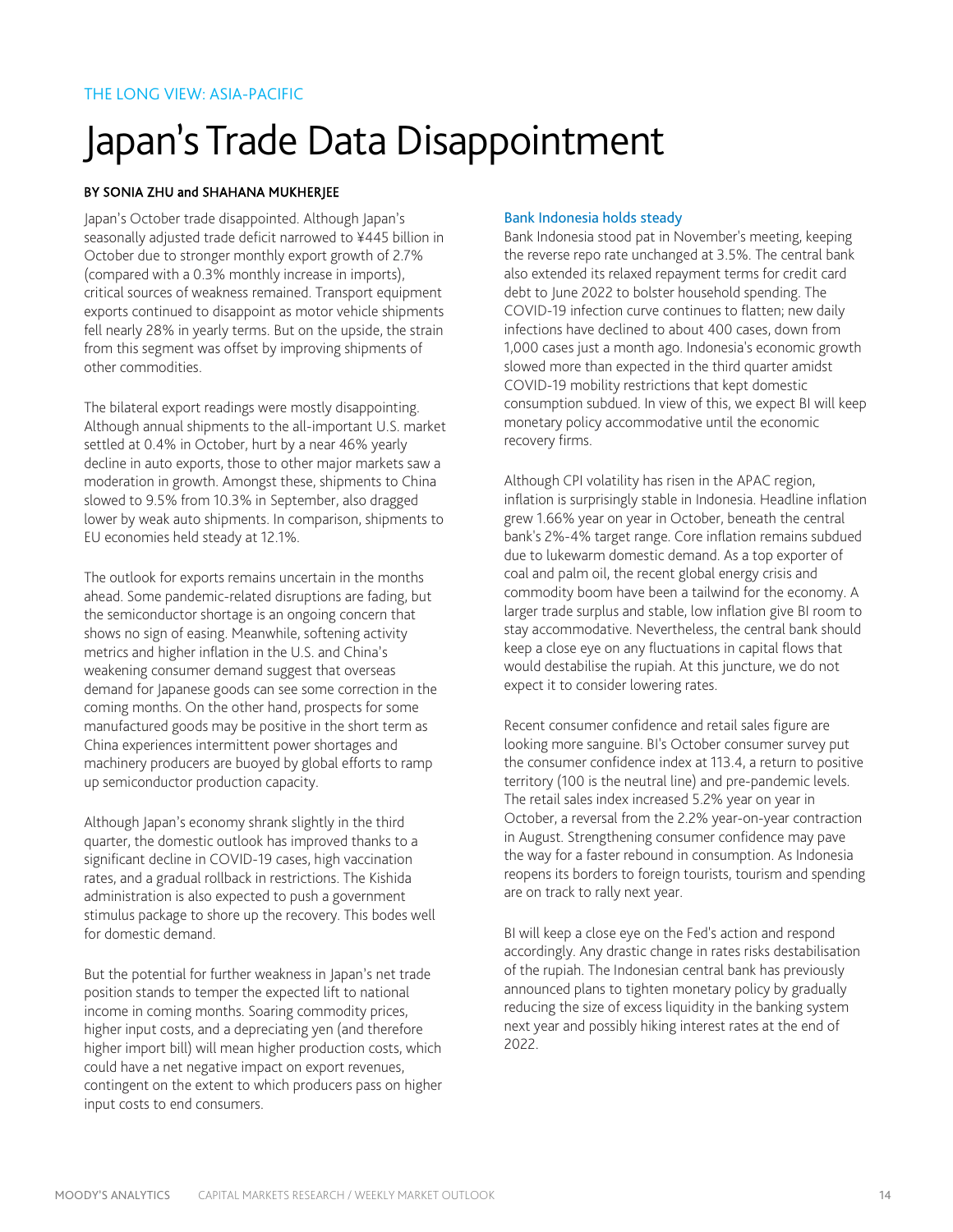THE LONG VIEW: ASIA-PACIFIC

# Japan's Trade Data Disappointment

**BY SONIA ZHU and SHAHANA MUKHERJEE**

Japan's October trade disappointed. Although Japan's seasonally adjusted trade deficit narrowed to ¥445 billion in October due to stronger monthly export growth of 2.7% (compared with a 0.3% monthly increase in imports), critical sources of weakness remained. Transport equipment exports continued to disappoint as motor vehicle shipments fell nearly 28% in yearly terms. But on the upside, the strain from this segment was offset by improving shipments of other commodities.

The bilateral export readings were mostly disappointing. Although annual shipments to the all-important U.S. market settled at 0.4% in October, hurt by a near 46% yearly decline in auto exports, those to other major markets saw a moderation in growth. Amongst these, shipments to China slowed to 9.5% from 10.3% in September, also dragged lower by weak auto shipments. In comparison, shipments to EU economies held steady at 12.1%.

The outlook for exports remains uncertain in the months ahead. Some pandemic-related disruptions are fading, but the semiconductor shortage is an ongoing concern that shows no sign of easing. Meanwhile, softening activity metrics and higher inflation in the U.S. and China's weakening consumer demand suggest that overseas demand for Japanese goods can see some correction in the coming months. On the other hand, prospects for some manufactured goods may be positive in the short term as China experiences intermittent power shortages and machinery producers are buoyed by global efforts to ramp up semiconductor production capacity.

Although Japan's economy shrank slightly in the third quarter, the domestic outlook has improved thanks to a significant decline in COVID-19 cases, high vaccination rates, and a gradual rollback in restrictions. The Kishida administration is also expected to push a government stimulus package to shore up the recovery. This bodes well for domestic demand.

But the potential for further weakness in Japan's net trade position stands to temper the expected lift to national income in coming months. Soaring commodity prices, higher input costs, and a depreciating yen (and therefore higher import bill) will mean higher production costs, which could have a net negative impact on export revenues, contingent on the extent to which producers pass on higher input costs to end consumers.

## Bank Indonesia holds steady

Bank Indonesia stood pat in November's meeting, keeping the reverse repo rate unchanged at 3.5%. The central bank also extended its relaxed repayment terms for credit card debt to June 2022 to bolster household spending. The COVID-19 infection curve continues to flatten; new daily infections have declined to about 400 cases, down from 1,000 cases just a month ago. Indonesia's economic growth slowed more than expected in the third quarter amidst COVID-19 mobility restrictions that kept domestic consumption subdued. In view of this, we expect BI will keep monetary policy accommodative until the economic recovery firms.

Although CPI volatility has risen in the APAC region, inflation is surprisingly stable in Indonesia. Headline inflation grew 1.66% year on year in October, beneath the central bank's 2%-4% target range. Core inflation remains subdued due to lukewarm domestic demand. As a top exporter of coal and palm oil, the recent global energy crisis and commodity boom have been a tailwind for the economy. A larger trade surplus and stable, low inflation give BI room to stay accommodative. Nevertheless, the central bank should keep a close eye on any fluctuations in capital flows that would destabilise the rupiah. At this juncture, we do not expect it to consider lowering rates.

Recent consumer confidence and retail sales figure are looking more sanguine. BI's October consumer survey put the consumer confidence index at 113.4, a return to positive territory (100 is the neutral line) and pre-pandemic levels. The retail sales index increased 5.2% year on year in October, a reversal from the 2.2% year-on-year contraction in August. Strengthening consumer confidence may pave the way for a faster rebound in consumption. As Indonesia reopens its borders to foreign tourists, tourism and spending are on track to rally next year.

BI will keep a close eye on the Fed's action and respond accordingly. Any drastic change in rates risks destabilisation of the rupiah. The Indonesian central bank has previously announced plans to tighten monetary policy by gradually reducing the size of excess liquidity in the banking system next year and possibly hiking interest rates at the end of 2022.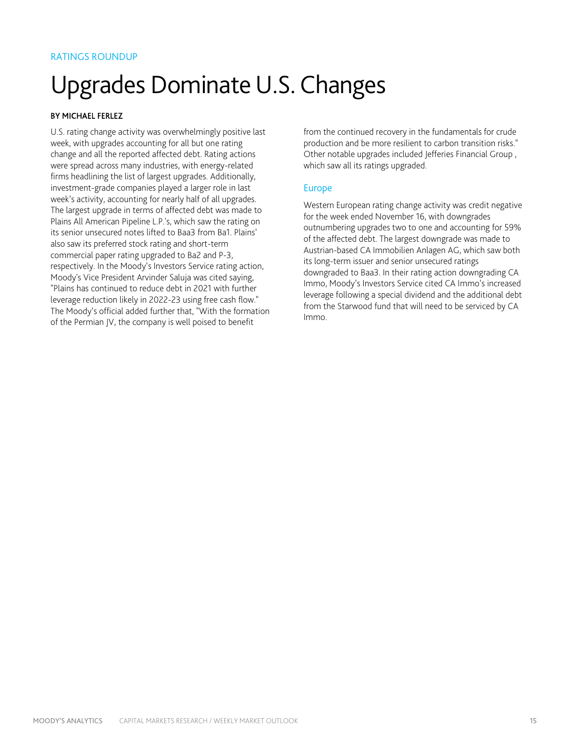RATINGS ROUNDUP

# Upgrades Dominate U.S. Changes

**BY MICHAEL FERLEZ**

U.S. rating change activity was overwhelmingly positive last week, with upgrades accounting for all but one rating change and all the reported affected debt. Rating actions were spread across many industries, with energy-related firms headlining the list of largest upgrades. Additionally, investment-grade companies played a larger role in last week's activity, accounting for nearly half of all upgrades. The largest upgrade in terms of affected debt was made to Plains All American Pipeline L.P.'s, which saw the rating on its senior unsecured notes lifted to Baa3 from Ba1. Plains' also saw its preferred stock rating and short-term commercial paper rating upgraded to Ba2 and P-3, respectively. In the Moody's Investors Service rating action, Moody's Vice President Arvinder Saluja was cited saying, "Plains has continued to reduce debt in 2021 with further leverage reduction likely in 2022-23 using free cash flow." The Moody's official added further that, "With the formation of the Permian JV, the company is well poised to benefit from the continued recovery in the fundamentals for crude production and be more resilient to carbon transition risks." Other notable upgrades included Jefferies Financial Group , which saw all its ratings upgraded.

## Europe

Western European rating change activity was credit negative for the week ended November 16, with downgrades outnumbering upgrades two to one and accounting for 59% of the affected debt. The largest downgrade was made to Austrian-based CA Immobilien Anlagen AG, which saw both its long-term issuer and senior unsecured ratings downgraded to Baa3. In their rating action downgrading CA Immo, Moody's Investors Service cited CA Immo's increased leverage following a special dividend and the additional debt from the Starwood fund that will need to be serviced by CA Immo.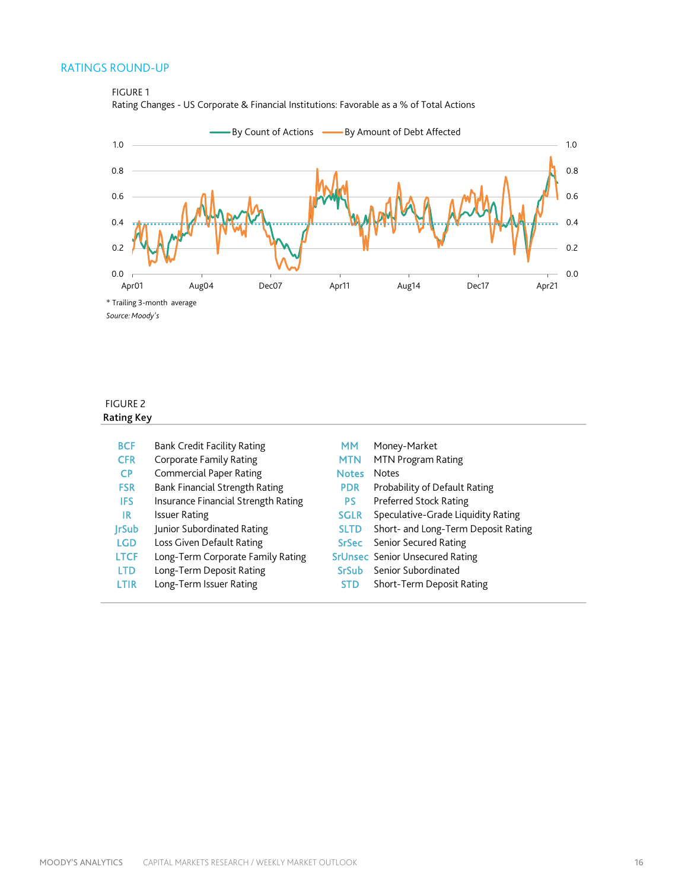## RATINGS ROUND-UP

FIGURE 1

Rating Changes - US Corporate & Financial Institutions: Favorable as a % of Total Actions

* Trailing 3-month average

*Source: Moody's*

FIGURE 2

**Rating Key**

| | | | |
|---|---|---|---|
| BCF | Bank Credit Facility Rating | MM | Money-Market |
| CFR | Corporate Family Rating | MTN | MTN Program Rating |
| CP | Commercial Paper Rating | Notes | Notes |
| FSR | Bank Financial Strength Rating | PDR | Probability of Default Rating |
| IFS | Insurance Financial Strength Rating | PS | Preferred Stock Rating |
| IR | Issuer Rating | SGLR | Speculative-Grade Liquidity Rating |
| JrSub | Junior Subordinated Rating | SLTD | Short- and Long-Term Deposit Rating |
| LGD | Loss Given Default Rating | SrSec | Senior Secured Rating |
| LTCF | Long-Term Corporate Family Rating | SrUnsec | Senior Unsecured Rating |
| LTD | Long-Term Deposit Rating | SrSub | Senior Subordinated |
| LTIR | Long-Term Issuer Rating | STD | Short-Term Deposit Rating |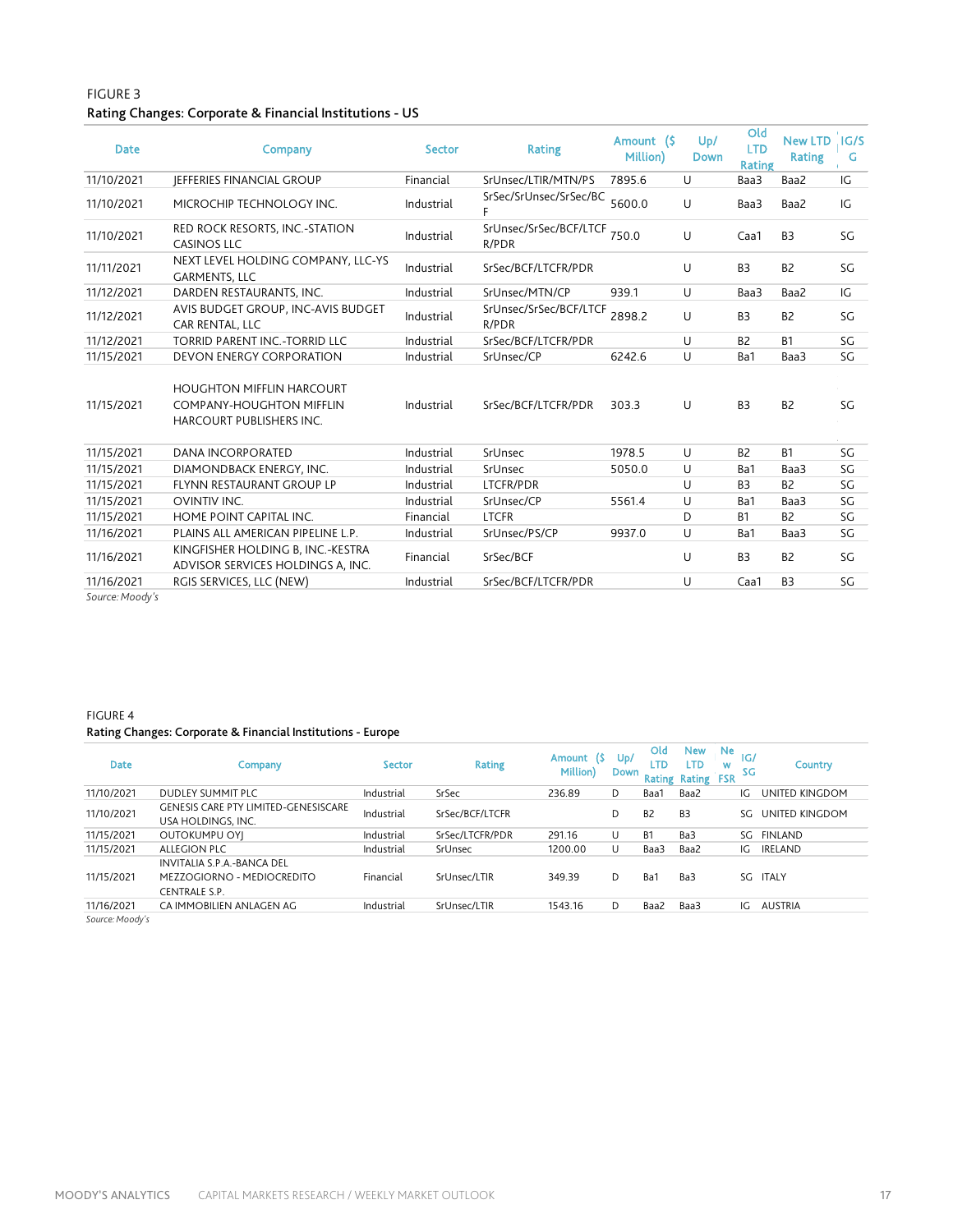FIGURE 3

**Rating Changes: Corporate & Financial Institutions - US**

| Date | Company | Sector | Rating | Amount ($ Million) | Up/ Down | Old LTD Rating | New LTD Rating | IG/SG |
|---|---|---|---|---|---|---|---|---|
| 11/10/2021 | JEFFERIES FINANCIAL GROUP | Financial | SrUnsec/LTIR/MTN/PS | 7895.6 | U | Baa3 | Baa2 | IG |
| 11/10/2021 | MICROCHIP TECHNOLOGY INC. | Industrial | SrSec/SrUnsec/SrSec/BCF | 5600.0 | U | Baa3 | Baa2 | IG |
| 11/10/2021 | RED ROCK RESORTS, INC.-STATION CASINOS LLC | Industrial | SrUnsec/SrSec/BCF/LTCFR/PDR | 750.0 | U | Caa1 | B3 | SG |
| 11/11/2021 | NEXT LEVEL HOLDING COMPANY, LLC-YS GARMENTS, LLC | Industrial | SrSec/BCF/LTCFR/PDR | | U | B3 | B2 | SG |
| 11/12/2021 | DARDEN RESTAURANTS, INC. | Industrial | SrUnsec/MTN/CP | 939.1 | U | Baa3 | Baa2 | IG |
| 11/12/2021 | AVIS BUDGET GROUP, INC-AVIS BUDGET CAR RENTAL, LLC | Industrial | SrUnsec/SrSec/BCF/LTCFR/PDR | 2898.2 | U | B3 | B2 | SG |
| 11/12/2021 | TORRID PARENT INC.-TORRID LLC | Industrial | SrSec/BCF/LTCFR/PDR | | U | B2 | B1 | SG |
| 11/15/2021 | DEVON ENERGY CORPORATION | Industrial | SrUnsec/CP | 6242.6 | U | Ba1 | Baa3 | SG |
| 11/15/2021 | HOUGHTON MIFFLIN HARCOURT COMPANY-HOUGHTON MIFFLIN HARCOURT PUBLISHERS INC. | Industrial | SrSec/BCF/LTCFR/PDR | 303.3 | U | B3 | B2 | SG |
| 11/15/2021 | DANA INCORPORATED | Industrial | SrUnsec | 1978.5 | U | B2 | B1 | SG |
| 11/15/2021 | DIAMONDBACK ENERGY, INC. | Industrial | SrUnsec | 5050.0 | U | Ba1 | Baa3 | SG |
| 11/15/2021 | FLYNN RESTAURANT GROUP LP | Industrial | LTCFR/PDR | | U | B3 | B2 | SG |
| 11/15/2021 | OVINTIV INC. | Industrial | SrUnsec/CP | 5561.4 | U | Ba1 | Baa3 | SG |
| 11/15/2021 | HOME POINT CAPITAL INC. | Financial | LTCFR | | D | B1 | B2 | SG |
| 11/16/2021 | PLAINS ALL AMERICAN PIPELINE L.P. | Industrial | SrUnsec/PS/CP | 9937.0 | U | Ba1 | Baa3 | SG |
| 11/16/2021 | KINGFISHER HOLDING B, INC.-KESTRA ADVISOR SERVICES HOLDINGS A, INC. | Financial | SrSec/BCF | | U | B3 | B2 | SG |
| 11/16/2021 | RGIS SERVICES, LLC (NEW) | Industrial | SrSec/BCF/LTCFR/PDR | | U | Caa1 | B3 | SG |

*Source: Moody's*

FIGURE 4

**Rating Changes: Corporate & Financial Institutions - Europe**

| Date | Company | Sector | Rating | Amount ($ Million) | Up/ Down | Old LTD Rating | New LTD Rating | New FSR | IG/SG | Country |
|---|---|---|---|---|---|---|---|---|---|---|
| 11/10/2021 | DUDLEY SUMMIT PLC | Industrial | SrSec | 236.89 | D | Baa1 | Baa2 | | IG | UNITED KINGDOM |
| 11/10/2021 | GENESIS CARE PTY LIMITED-GENESISCARE USA HOLDINGS, INC. | Industrial | SrSec/BCF/LTCFR | | D | B2 | B3 | | SG | UNITED KINGDOM |
| 11/15/2021 | OUTOKUMPU OYJ | Industrial | SrSec/LTCFR/PDR | 291.16 | U | B1 | Ba3 | | SG | FINLAND |
| 11/15/2021 | ALLEGION PLC | Industrial | SrUnsec | 1200.00 | U | Baa3 | Baa2 | | IG | IRELAND |
| 11/15/2021 | INVITALIA S.P.A.-BANCA DEL MEZZOGIORNO - MEDIOCREDITO CENTRALE S.P. | Financial | SrUnsec/LTIR | 349.39 | D | Ba1 | Ba3 | | SG | ITALY |
| 11/16/2021 | CA IMMOBILIEN ANLAGEN AG | Industrial | SrUnsec/LTIR | 1543.16 | D | Baa2 | Baa3 | | IG | AUSTRIA |

*Source: Moody's*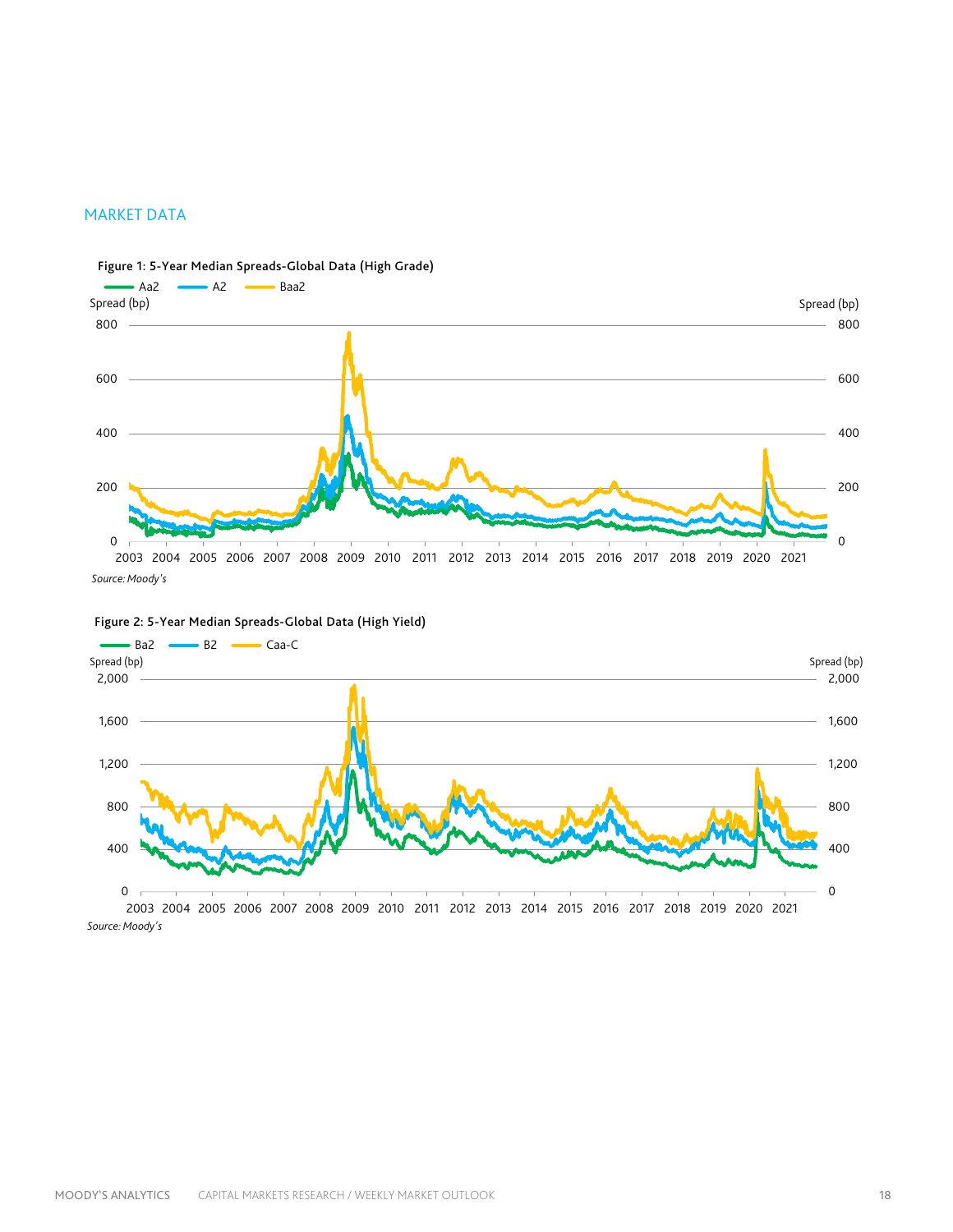## MARKET DATA

**Figure 1: 5-Year Median Spreads-Global Data (High Grade)**

Aa2 — A2 — Baa2

Spread (bp)

Source: Moody's

**Figure 2: 5-Year Median Spreads-Global Data (High Yield)**

Ba2 — B2 — Caa-C

Spread (bp)

Source: Moody's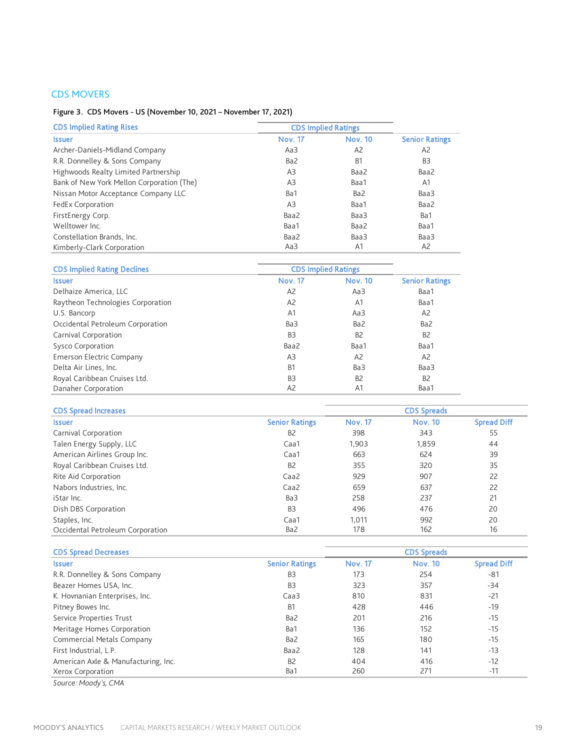## CDS MOVERS

**Figure 3. CDS Movers - US (November 10, 2021 – November 17, 2021)**

| CDS Implied Rating Rises | CDS Implied Ratings | | |
|---|---|---|---|
| Issuer | Nov. 17 | Nov. 10 | Senior Ratings |
| Archer-Daniels-Midland Company | Aa3 | A2 | A2 |
| R.R. Donnelley & Sons Company | Ba2 | B1 | B3 |
| Highwoods Realty Limited Partnership | A3 | Baa2 | Baa2 |
| Bank of New York Mellon Corporation (The) | A3 | Baa1 | A1 |
| Nissan Motor Acceptance Company LLC | Ba1 | Ba2 | Baa3 |
| FedEx Corporation | A3 | Baa1 | Baa2 |
| FirstEnergy Corp. | Baa2 | Baa3 | Ba1 |
| Welltower Inc. | Baa1 | Baa2 | Baa1 |
| Constellation Brands, Inc. | Baa2 | Baa3 | Baa3 |
| Kimberly-Clark Corporation | Aa3 | A1 | A2 |

| CDS Implied Rating Declines | CDS Implied Ratings | | |
|---|---|---|---|
| Issuer | Nov. 17 | Nov. 10 | Senior Ratings |
| Delhaize America, LLC | A2 | Aa3 | Baa1 |
| Raytheon Technologies Corporation | A2 | A1 | Baa1 |
| U.S. Bancorp | A1 | Aa3 | A2 |
| Occidental Petroleum Corporation | Ba3 | Ba2 | Ba2 |
| Carnival Corporation | B3 | B2 | B2 |
| Sysco Corporation | Baa2 | Baa1 | Baa1 |
| Emerson Electric Company | A3 | A2 | A2 |
| Delta Air Lines, Inc. | B1 | Ba3 | Baa3 |
| Royal Caribbean Cruises Ltd. | B3 | B2 | B2 |
| Danaher Corporation | A2 | A1 | Baa1 |

| CDS Spread Increases | | CDS Spreads | | |
|---|---|---|---|---|
| Issuer | Senior Ratings | Nov. 17 | Nov. 10 | Spread Diff |
| Carnival Corporation | B2 | 398 | 343 | 55 |
| Talen Energy Supply, LLC | Caa1 | 1,903 | 1,859 | 44 |
| American Airlines Group Inc. | Caa1 | 663 | 624 | 39 |
| Royal Caribbean Cruises Ltd. | B2 | 355 | 320 | 35 |
| Rite Aid Corporation | Caa2 | 929 | 907 | 22 |
| Nabors Industries, Inc. | Caa2 | 659 | 637 | 22 |
| iStar Inc. | Ba3 | 258 | 237 | 21 |
| Dish DBS Corporation | B3 | 496 | 476 | 20 |
| Staples, Inc. | Caa1 | 1,011 | 992 | 20 |
| Occidental Petroleum Corporation | Ba2 | 178 | 162 | 16 |

| CDS Spread Decreases | | CDS Spreads | | |
|---|---|---|---|---|
| Issuer | Senior Ratings | Nov. 17 | Nov. 10 | Spread Diff |
| R.R. Donnelley & Sons Company | B3 | 173 | 254 | -81 |
| Beazer Homes USA, Inc. | B3 | 323 | 357 | -34 |
| K. Hovnanian Enterprises, Inc. | Caa3 | 810 | 831 | -21 |
| Pitney Bowes Inc. | B1 | 428 | 446 | -19 |
| Service Properties Trust | Ba2 | 201 | 216 | -15 |
| Meritage Homes Corporation | Ba1 | 136 | 152 | -15 |
| Commercial Metals Company | Ba2 | 165 | 180 | -15 |
| First Industrial, L.P. | Baa2 | 128 | 141 | -13 |
| American Axle & Manufacturing, Inc. | B2 | 404 | 416 | -12 |
| Xerox Corporation | Ba1 | 260 | 271 | -11 |

*Source: Moody's, CMA*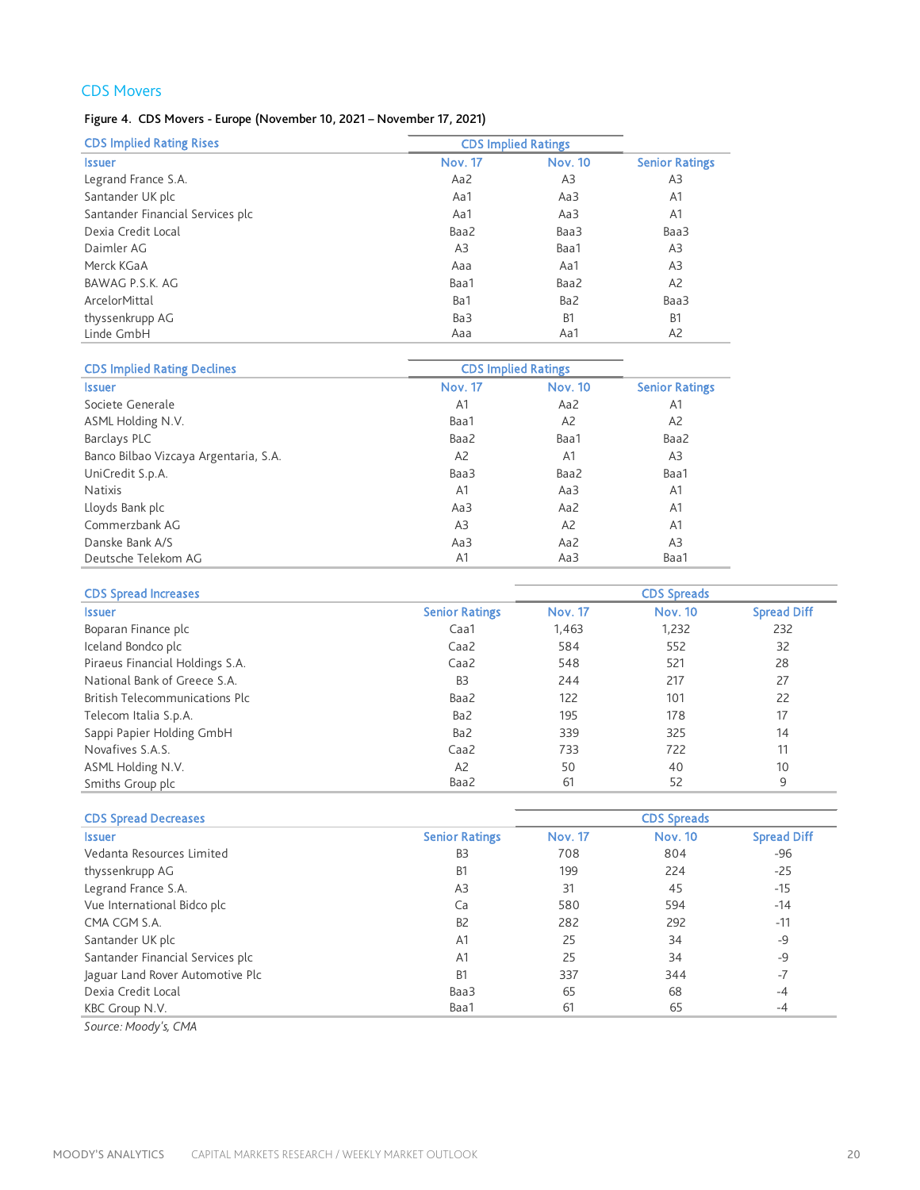## CDS Movers

**Figure 4. CDS Movers - Europe (November 10, 2021 – November 17, 2021)**

| CDS Implied Rating Rises | CDS Implied Ratings | | |
|---|---|---|---|
| Issuer | Nov. 17 | Nov. 10 | Senior Ratings |
| Legrand France S.A. | Aa2 | A3 | A3 |
| Santander UK plc | Aa1 | Aa3 | A1 |
| Santander Financial Services plc | Aa1 | Aa3 | A1 |
| Dexia Credit Local | Baa2 | Baa3 | Baa3 |
| Daimler AG | A3 | Baa1 | A3 |
| Merck KGaA | Aaa | Aa1 | A3 |
| BAWAG P.S.K. AG | Baa1 | Baa2 | A2 |
| ArcelorMittal | Ba1 | Ba2 | Baa3 |
| thyssenkrupp AG | Ba3 | B1 | B1 |
| Linde GmbH | Aaa | Aa1 | A2 |

| CDS Implied Rating Declines | CDS Implied Ratings | | |
|---|---|---|---|
| Issuer | Nov. 17 | Nov. 10 | Senior Ratings |
| Societe Generale | A1 | Aa2 | A1 |
| ASML Holding N.V. | Baa1 | A2 | A2 |
| Barclays PLC | Baa2 | Baa1 | Baa2 |
| Banco Bilbao Vizcaya Argentaria, S.A. | A2 | A1 | A3 |
| UniCredit S.p.A. | Baa3 | Baa2 | Baa1 |
| Natixis | A1 | Aa3 | A1 |
| Lloyds Bank plc | Aa3 | Aa2 | A1 |
| Commerzbank AG | A3 | A2 | A1 |
| Danske Bank A/S | Aa3 | Aa2 | A3 |
| Deutsche Telekom AG | A1 | Aa3 | Baa1 |

| CDS Spread Increases | | CDS Spreads | | |
|---|---|---|---|---|
| Issuer | Senior Ratings | Nov. 17 | Nov. 10 | Spread Diff |
| Boparan Finance plc | Caa1 | 1,463 | 1,232 | 232 |
| Iceland Bondco plc | Caa2 | 584 | 552 | 32 |
| Piraeus Financial Holdings S.A. | Caa2 | 548 | 521 | 28 |
| National Bank of Greece S.A. | B3 | 244 | 217 | 27 |
| British Telecommunications Plc | Baa2 | 122 | 101 | 22 |
| Telecom Italia S.p.A. | Ba2 | 195 | 178 | 17 |
| Sappi Papier Holding GmbH | Ba2 | 339 | 325 | 14 |
| Novafives S.A.S. | Caa2 | 733 | 722 | 11 |
| ASML Holding N.V. | A2 | 50 | 40 | 10 |
| Smiths Group plc | Baa2 | 61 | 52 | 9 |

| CDS Spread Decreases | | CDS Spreads | | |
|---|---|---|---|---|
| Issuer | Senior Ratings | Nov. 17 | Nov. 10 | Spread Diff |
| Vedanta Resources Limited | B3 | 708 | 804 | -96 |
| thyssenkrupp AG | B1 | 199 | 224 | -25 |
| Legrand France S.A. | A3 | 31 | 45 | -15 |
| Vue International Bidco plc | Ca | 580 | 594 | -14 |
| CMA CGM S.A. | B2 | 282 | 292 | -11 |
| Santander UK plc | A1 | 25 | 34 | -9 |
| Santander Financial Services plc | A1 | 25 | 34 | -9 |
| Jaguar Land Rover Automotive Plc | B1 | 337 | 344 | -7 |
| Dexia Credit Local | Baa3 | 65 | 68 | -4 |
| KBC Group N.V. | Baa1 | 61 | 65 | -4 |

*Source: Moody's, CMA*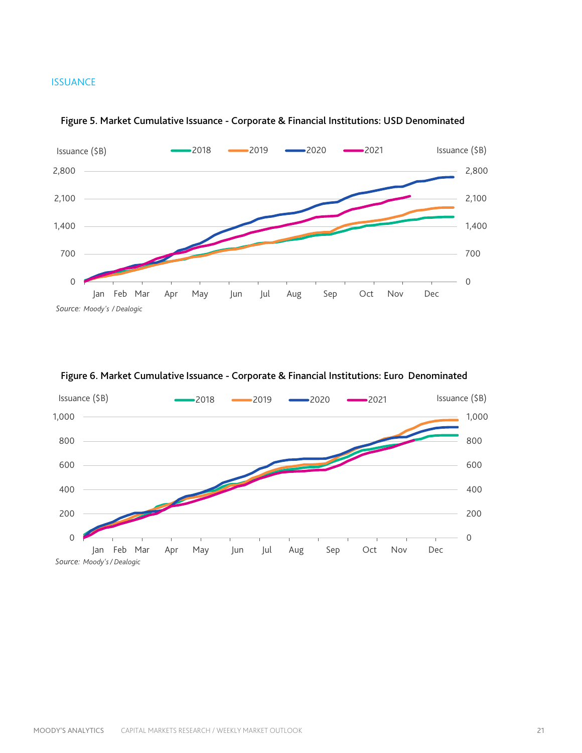ISSUANCE

**Figure 5. Market Cumulative Issuance - Corporate & Financial Institutions: USD Denominated**

Issuance ($B)

2018 2019 2020 2021

Source: Moody's / Dealogic

**Figure 6. Market Cumulative Issuance - Corporate & Financial Institutions: Euro Denominated**

Issuance ($B)

2018 2019 2020 2021

Source: Moody's / Dealogic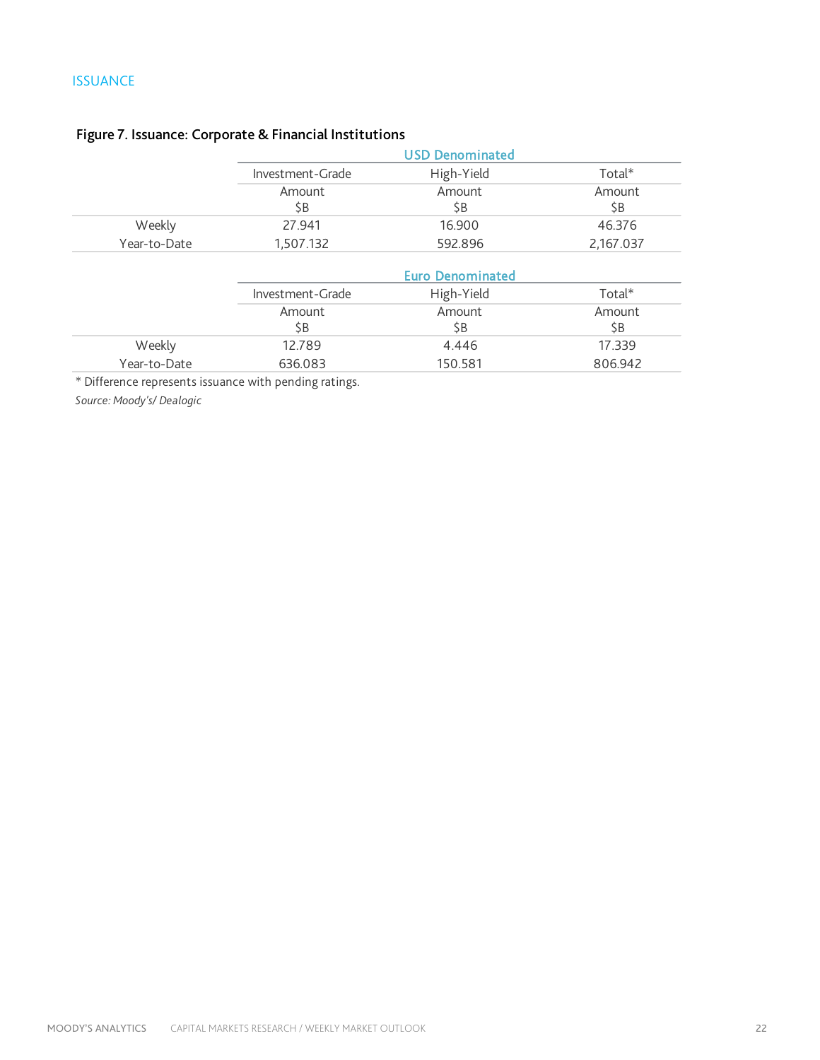## ISSUANCE

**Figure 7. Issuance: Corporate & Financial Institutions**

| | USD Denominated | | |
|---|---|---|---|
| | Investment-Grade | High-Yield | Total* |
| | Amount $B | Amount $B | Amount $B |
| Weekly | 27.941 | 16.900 | 46.376 |
| Year-to-Date | 1,507.132 | 592.896 | 2,167.037 |

| | Euro Denominated | | |
|---|---|---|---|
| | Investment-Grade | High-Yield | Total* |
| | Amount $B | Amount $B | Amount $B |
| Weekly | 12.789 | 4.446 | 17.339 |
| Year-to-Date | 636.083 | 150.581 | 806.942 |

* Difference represents issuance with pending ratings.

*Source: Moody's/ Dealogic*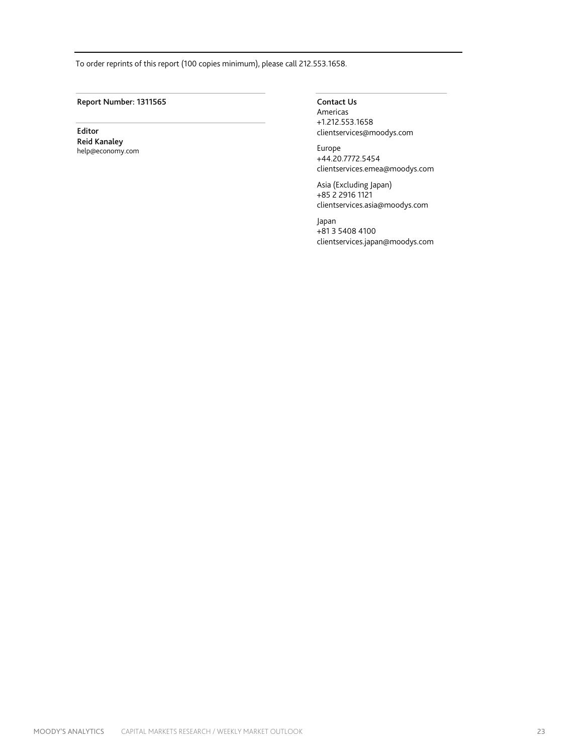To order reprints of this report (100 copies minimum), please call 212.553.1658.

**Report Number: 1311565**

**Editor**
**Reid Kanaley**
help@economy.com

**Contact Us**

Americas
+1.212.553.1658
clientservices@moodys.com

Europe
+44.20.7772.5454
clientservices.emea@moodys.com

Asia (Excluding Japan)
+85 2 2916 1121
clientservices.asia@moodys.com

Japan
+81 3 5408 4100
clientservices.japan@moodys.com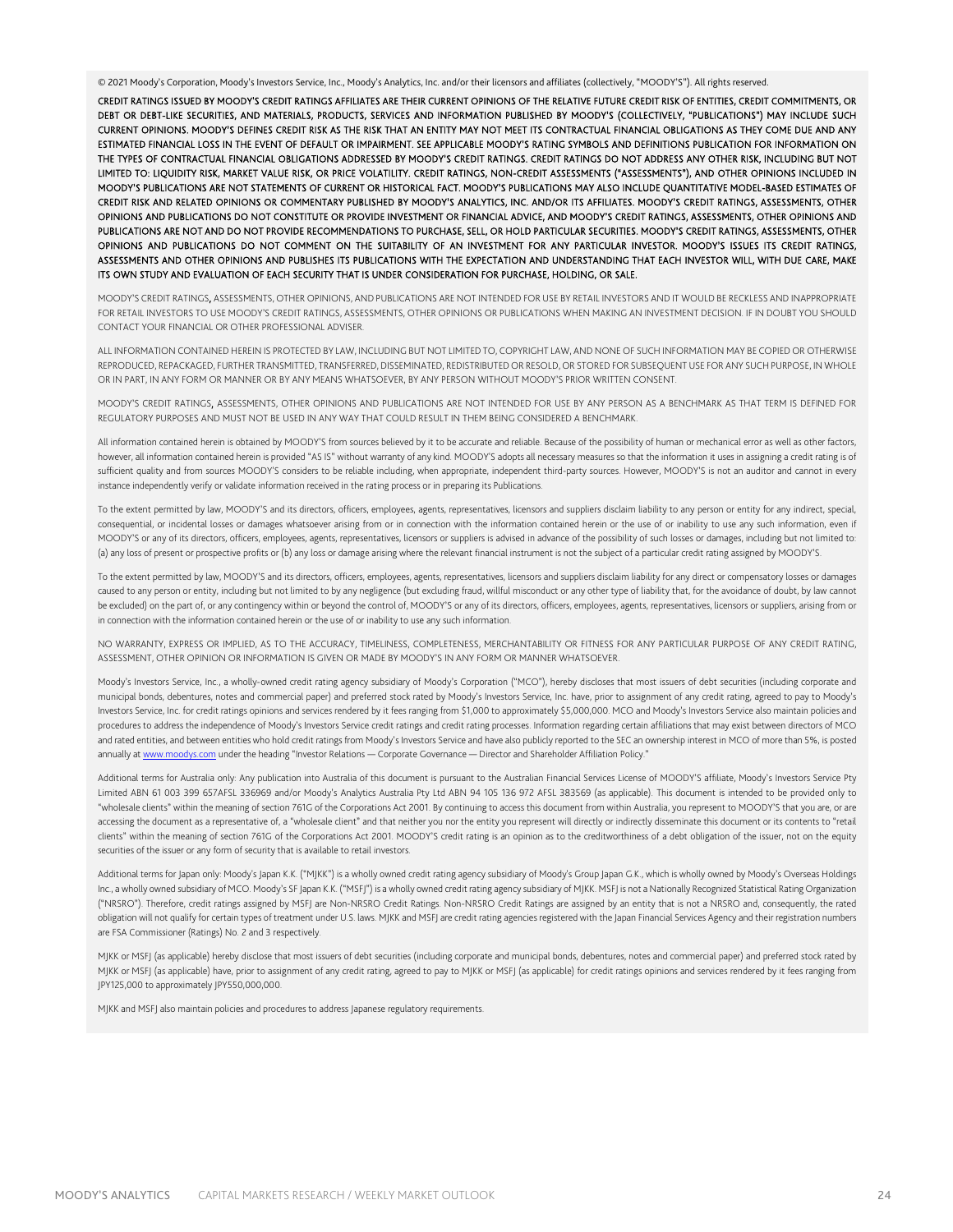© 2021 Moody's Corporation, Moody's Investors Service, Inc., Moody's Analytics, Inc. and/or their licensors and affiliates (collectively, "MOODY'S"). All rights reserved.

CREDIT RATINGS ISSUED BY MOODY'S CREDIT RATINGS AFFILIATES ARE THEIR CURRENT OPINIONS OF THE RELATIVE FUTURE CREDIT RISK OF ENTITIES, CREDIT COMMITMENTS, OR DEBT OR DEBT-LIKE SECURITIES, AND MATERIALS, PRODUCTS, SERVICES AND INFORMATION PUBLISHED BY MOODY'S (COLLECTIVELY, "PUBLICATIONS") MAY INCLUDE SUCH CURRENT OPINIONS. MOODY'S DEFINES CREDIT RISK AS THE RISK THAT AN ENTITY MAY NOT MEET ITS CONTRACTUAL FINANCIAL OBLIGATIONS AS THEY COME DUE AND ANY ESTIMATED FINANCIAL LOSS IN THE EVENT OF DEFAULT OR IMPAIRMENT. SEE APPLICABLE MOODY'S RATING SYMBOLS AND DEFINITIONS PUBLICATION FOR INFORMATION ON THE TYPES OF CONTRACTUAL FINANCIAL OBLIGATIONS ADDRESSED BY MOODY'S CREDIT RATINGS. CREDIT RATINGS DO NOT ADDRESS ANY OTHER RISK, INCLUDING BUT NOT LIMITED TO: LIQUIDITY RISK, MARKET VALUE RISK, OR PRICE VOLATILITY. CREDIT RATINGS, NON-CREDIT ASSESSMENTS ("ASSESSMENTS"), AND OTHER OPINIONS INCLUDED IN MOODY'S PUBLICATIONS ARE NOT STATEMENTS OF CURRENT OR HISTORICAL FACT. MOODY'S PUBLICATIONS MAY ALSO INCLUDE QUANTITATIVE MODEL-BASED ESTIMATES OF CREDIT RISK AND RELATED OPINIONS OR COMMENTARY PUBLISHED BY MOODY'S ANALYTICS, INC. AND/OR ITS AFFILIATES. MOODY'S CREDIT RATINGS, ASSESSMENTS, OTHER OPINIONS AND PUBLICATIONS DO NOT CONSTITUTE OR PROVIDE INVESTMENT OR FINANCIAL ADVICE, AND MOODY'S CREDIT RATINGS, ASSESSMENTS, OTHER OPINIONS AND PUBLICATIONS ARE NOT AND DO NOT PROVIDE RECOMMENDATIONS TO PURCHASE, SELL, OR HOLD PARTICULAR SECURITIES. MOODY'S CREDIT RATINGS, ASSESSMENTS, OTHER OPINIONS AND PUBLICATIONS DO NOT COMMENT ON THE SUITABILITY OF AN INVESTMENT FOR ANY PARTICULAR INVESTOR. MOODY'S ISSUES ITS CREDIT RATINGS, ASSESSMENTS AND OTHER OPINIONS AND PUBLISHES ITS PUBLICATIONS WITH THE EXPECTATION AND UNDERSTANDING THAT EACH INVESTOR WILL, WITH DUE CARE, MAKE ITS OWN STUDY AND EVALUATION OF EACH SECURITY THAT IS UNDER CONSIDERATION FOR PURCHASE, HOLDING, OR SALE.

MOODY'S CREDIT RATINGS, ASSESSMENTS, OTHER OPINIONS, AND PUBLICATIONS ARE NOT INTENDED FOR USE BY RETAIL INVESTORS AND IT WOULD BE RECKLESS AND INAPPROPRIATE FOR RETAIL INVESTORS TO USE MOODY'S CREDIT RATINGS, ASSESSMENTS, OTHER OPINIONS OR PUBLICATIONS WHEN MAKING AN INVESTMENT DECISION. IF IN DOUBT YOU SHOULD CONTACT YOUR FINANCIAL OR OTHER PROFESSIONAL ADVISER.

ALL INFORMATION CONTAINED HEREIN IS PROTECTED BY LAW, INCLUDING BUT NOT LIMITED TO, COPYRIGHT LAW, AND NONE OF SUCH INFORMATION MAY BE COPIED OR OTHERWISE REPRODUCED, REPACKAGED, FURTHER TRANSMITTED, TRANSFERRED, DISSEMINATED, REDISTRIBUTED OR RESOLD, OR STORED FOR SUBSEQUENT USE FOR ANY SUCH PURPOSE, IN WHOLE OR IN PART, IN ANY FORM OR MANNER OR BY ANY MEANS WHATSOEVER, BY ANY PERSON WITHOUT MOODY'S PRIOR WRITTEN CONSENT.

MOODY'S CREDIT RATINGS, ASSESSMENTS, OTHER OPINIONS AND PUBLICATIONS ARE NOT INTENDED FOR USE BY ANY PERSON AS A BENCHMARK AS THAT TERM IS DEFINED FOR REGULATORY PURPOSES AND MUST NOT BE USED IN ANY WAY THAT COULD RESULT IN THEM BEING CONSIDERED A BENCHMARK.

All information contained herein is obtained by MOODY'S from sources believed by it to be accurate and reliable. Because of the possibility of human or mechanical error as well as other factors, however, all information contained herein is provided "AS IS" without warranty of any kind. MOODY'S adopts all necessary measures so that the information it uses in assigning a credit rating is of sufficient quality and from sources MOODY'S considers to be reliable including, when appropriate, independent third-party sources. However, MOODY'S is not an auditor and cannot in every instance independently verify or validate information received in the rating process or in preparing its Publications.

To the extent permitted by law, MOODY'S and its directors, officers, employees, agents, representatives, licensors and suppliers disclaim liability to any person or entity for any indirect, special, consequential, or incidental losses or damages whatsoever arising from or in connection with the information contained herein or the use of or inability to use any such information, even if MOODY'S or any of its directors, officers, employees, agents, representatives, licensors or suppliers is advised in advance of the possibility of such losses or damages, including but not limited to: (a) any loss of present or prospective profits or (b) any loss or damage arising where the relevant financial instrument is not the subject of a particular credit rating assigned by MOODY'S.

To the extent permitted by law, MOODY'S and its directors, officers, employees, agents, representatives, licensors and suppliers disclaim liability for any direct or compensatory losses or damages caused to any person or entity, including but not limited to by any negligence (but excluding fraud, willful misconduct or any other type of liability that, for the avoidance of doubt, by law cannot be excluded) on the part of, or any contingency within or beyond the control of, MOODY'S or any of its directors, officers, employees, agents, representatives, licensors or suppliers, arising from or in connection with the information contained herein or the use of or inability to use any such information.

NO WARRANTY, EXPRESS OR IMPLIED, AS TO THE ACCURACY, TIMELINESS, COMPLETENESS, MERCHANTABILITY OR FITNESS FOR ANY PARTICULAR PURPOSE OF ANY CREDIT RATING, ASSESSMENT, OTHER OPINION OR INFORMATION IS GIVEN OR MADE BY MOODY'S IN ANY FORM OR MANNER WHATSOEVER.

Moody's Investors Service, Inc., a wholly-owned credit rating agency subsidiary of Moody's Corporation ("MCO"), hereby discloses that most issuers of debt securities (including corporate and municipal bonds, debentures, notes and commercial paper) and preferred stock rated by Moody's Investors Service, Inc. have, prior to assignment of any credit rating, agreed to pay to Moody's Investors Service, Inc. for credit ratings opinions and services rendered by it fees ranging from $1,000 to approximately $5,000,000. MCO and Moody's Investors Service also maintain policies and procedures to address the independence of Moody's Investors Service credit ratings and credit rating processes. Information regarding certain affiliations that may exist between directors of MCO and rated entities, and between entities who hold credit ratings from Moody's Investors Service and have also publicly reported to the SEC an ownership interest in MCO of more than 5%, is posted annually at www.moodys.com under the heading "Investor Relations — Corporate Governance — Director and Shareholder Affiliation Policy."

Additional terms for Australia only: Any publication into Australia of this document is pursuant to the Australian Financial Services License of MOODY'S affiliate, Moody's Investors Service Pty Limited ABN 61 003 399 657AFSL 336969 and/or Moody's Analytics Australia Pty Ltd ABN 94 105 136 972 AFSL 383569 (as applicable). This document is intended to be provided only to "wholesale clients" within the meaning of section 761G of the Corporations Act 2001. By continuing to access this document from within Australia, you represent to MOODY'S that you are, or are accessing the document as a representative of, a "wholesale client" and that neither you nor the entity you represent will directly or indirectly disseminate this document or its contents to "retail clients" within the meaning of section 761G of the Corporations Act 2001. MOODY'S credit rating is an opinion as to the creditworthiness of a debt obligation of the issuer, not on the equity securities of the issuer or any form of security that is available to retail investors.

Additional terms for Japan only: Moody's Japan K.K. ("MJKK") is a wholly owned credit rating agency subsidiary of Moody's Group Japan G.K., which is wholly owned by Moody's Overseas Holdings Inc., a wholly owned subsidiary of MCO. Moody's SF Japan K.K. ("MSFJ") is a wholly owned credit rating agency subsidiary of MJKK. MSFJ is not a Nationally Recognized Statistical Rating Organization ("NRSRO"). Therefore, credit ratings assigned by MSFJ are Non-NRSRO Credit Ratings. Non-NRSRO Credit Ratings are assigned by an entity that is not a NRSRO and, consequently, the rated obligation will not qualify for certain types of treatment under U.S. laws. MJKK and MSFJ are credit rating agencies registered with the Japan Financial Services Agency and their registration numbers are FSA Commissioner (Ratings) No. 2 and 3 respectively.

MJKK or MSFJ (as applicable) hereby disclose that most issuers of debt securities (including corporate and municipal bonds, debentures, notes and commercial paper) and preferred stock rated by MJKK or MSFJ (as applicable) have, prior to assignment of any credit rating, agreed to pay to MJKK or MSFJ (as applicable) for credit ratings opinions and services rendered by it fees ranging from JPY125,000 to approximately JPY550,000,000.

MJKK and MSFJ also maintain policies and procedures to address Japanese regulatory requirements.